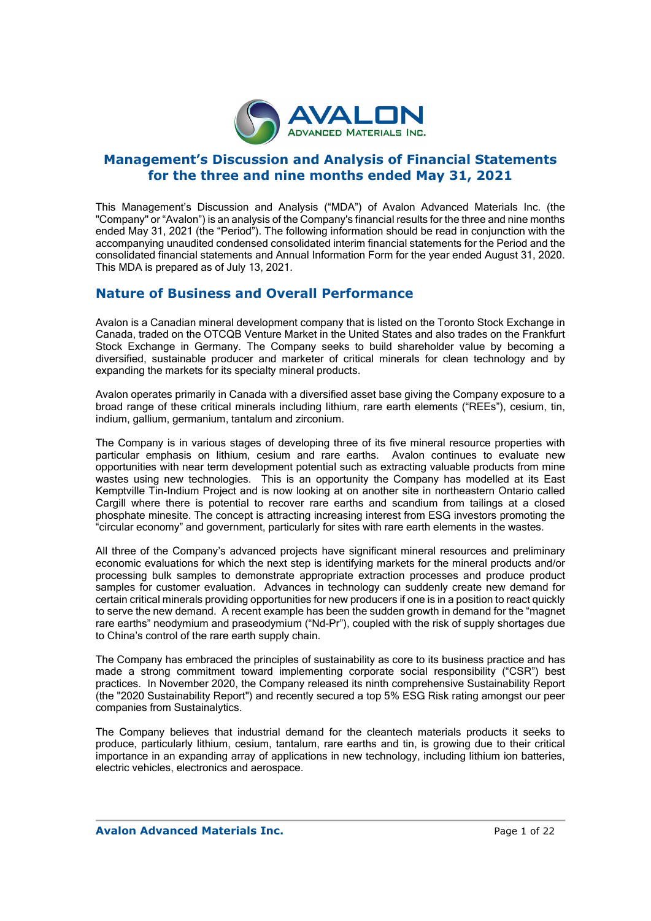# Management's Discussion and Analysis of Financial Statements for the three and nine months ended May 31, 2021

This Management's Discussion and Analysis ("MDA") of Avalon Advanced Materials Inc. (the "Company" or "Avalon") is an analysis of the Company's financial results for the three and nine months ended May 31, 2021 (the "Period"). The following information should be read in conjunction with the accompanying unaudited condensed consolidated interim financial statements for the Period and the consolidated financial statements and Annual Information Form for the year ended August 31, 2020. This MDA is prepared as of July 13, 2021.

## Nature of Business and Overall Performance

Avalon is a Canadian mineral development company that is listed on the Toronto Stock Exchange in Canada, traded on the OTCQB Venture Market in the United States and also trades on the Frankfurt Stock Exchange in Germany. The Company seeks to build shareholder value by becoming a diversified, sustainable producer and marketer of critical minerals for clean technology and by expanding the markets for its specialty mineral products.

Avalon operates primarily in Canada with a diversified asset base giving the Company exposure to a broad range of these critical minerals including lithium, rare earth elements ("REEs"), cesium, tin, indium, gallium, germanium, tantalum and zirconium.

The Company is in various stages of developing three of its five mineral resource properties with particular emphasis on lithium, cesium and rare earths. Avalon continues to evaluate new opportunities with near term development potential such as extracting valuable products from mine wastes using new technologies. This is an opportunity the Company has modelled at its East Kemptville Tin-Indium Project and is now looking at on another site in northeastern Ontario called Cargill where there is potential to recover rare earths and scandium from tailings at a closed phosphate minesite. The concept is attracting increasing interest from ESG investors promoting the "circular economy" and government, particularly for sites with rare earth elements in the wastes.

All three of the Company's advanced projects have significant mineral resources and preliminary economic evaluations for which the next step is identifying markets for the mineral products and/or processing bulk samples to demonstrate appropriate extraction processes and produce product samples for customer evaluation. Advances in technology can suddenly create new demand for certain critical minerals providing opportunities for new producers if one is in a position to react quickly to serve the new demand. A recent example has been the sudden growth in demand for the "magnet rare earths" neodymium and praseodymium ("Nd-Pr"), coupled with the risk of supply shortages due to China's control of the rare earth supply chain.

The Company has embraced the principles of sustainability as core to its business practice and has made a strong commitment toward implementing corporate social responsibility ("CSR") best practices. In November 2020, the Company released its ninth comprehensive Sustainability Report (the "2020 Sustainability Report") and recently secured a top 5% ESG Risk rating amongst our peer companies from Sustainalytics.

The Company believes that industrial demand for the cleantech materials products it seeks to produce, particularly lithium, cesium, tantalum, rare earths and tin, is growing due to their critical importance in an expanding array of applications in new technology, including lithium ion batteries, electric vehicles, electronics and aerospace.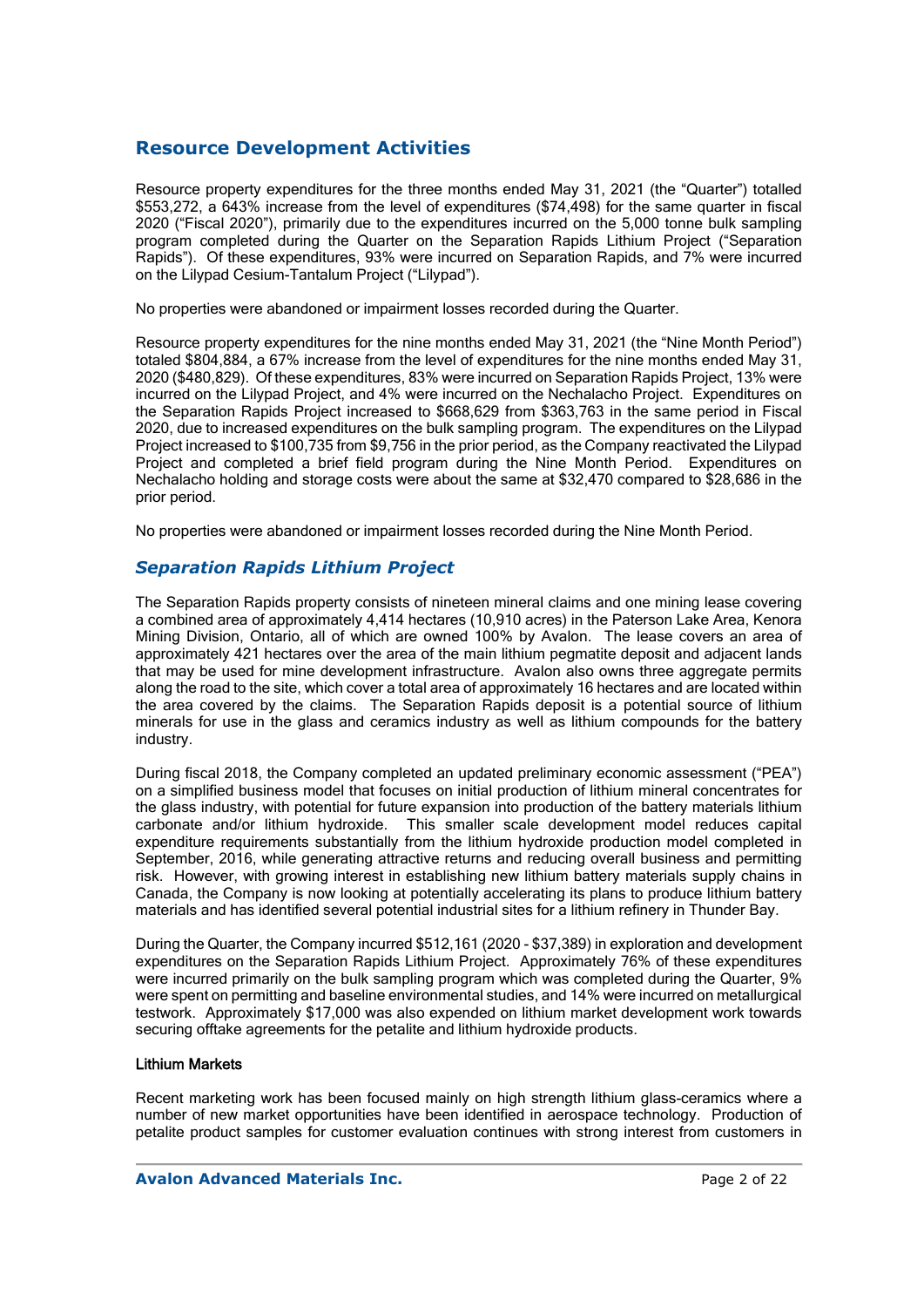## Resource Development Activities

Resource property expenditures for the three months ended May 31, 2021 (the "Quarter") totalled $553,272, a 643% increase from the level of expenditures ($74,498) for the same quarter in fiscal 2020 ("Fiscal 2020"), primarily due to the expenditures incurred on the 5,000 tonne bulk sampling program completed during the Quarter on the Separation Rapids Lithium Project ("Separation Rapids"). Of these expenditures, 93% were incurred on Separation Rapids, and 7% were incurred on the Lilypad Cesium-Tantalum Project ("Lilypad").

No properties were abandoned or impairment losses recorded during the Quarter.

Resource property expenditures for the nine months ended May 31, 2021 (the "Nine Month Period") totaled $804,884, a 67% increase from the level of expenditures for the nine months ended May 31, 2020 ($480,829). Of these expenditures, 83% were incurred on Separation Rapids Project, 13% were incurred on the Lilypad Project, and 4% were incurred on the Nechalacho Project. Expenditures on the Separation Rapids Project increased to $668,629 from $363,763 in the same period in Fiscal 2020, due to increased expenditures on the bulk sampling program. The expenditures on the Lilypad Project increased to $100,735 from $9,756 in the prior period, as the Company reactivated the Lilypad Project and completed a brief field program during the Nine Month Period. Expenditures on Nechalacho holding and storage costs were about the same at $32,470 compared to $28,686 in the prior period.

No properties were abandoned or impairment losses recorded during the Nine Month Period.

### *Separation Rapids Lithium Project*

The Separation Rapids property consists of nineteen mineral claims and one mining lease covering a combined area of approximately 4,414 hectares (10,910 acres) in the Paterson Lake Area, Kenora Mining Division, Ontario, all of which are owned 100% by Avalon. The lease covers an area of approximately 421 hectares over the area of the main lithium pegmatite deposit and adjacent lands that may be used for mine development infrastructure. Avalon also owns three aggregate permits along the road to the site, which cover a total area of approximately 16 hectares and are located within the area covered by the claims. The Separation Rapids deposit is a potential source of lithium minerals for use in the glass and ceramics industry as well as lithium compounds for the battery industry.

During fiscal 2018, the Company completed an updated preliminary economic assessment ("PEA") on a simplified business model that focuses on initial production of lithium mineral concentrates for the glass industry, with potential for future expansion into production of the battery materials lithium carbonate and/or lithium hydroxide. This smaller scale development model reduces capital expenditure requirements substantially from the lithium hydroxide production model completed in September, 2016, while generating attractive returns and reducing overall business and permitting risk. However, with growing interest in establishing new lithium battery materials supply chains in Canada, the Company is now looking at potentially accelerating its plans to produce lithium battery materials and has identified several potential industrial sites for a lithium refinery in Thunder Bay.

During the Quarter, the Company incurred $512,161 (2020 - $37,389) in exploration and development expenditures on the Separation Rapids Lithium Project. Approximately 76% of these expenditures were incurred primarily on the bulk sampling program which was completed during the Quarter, 9% were spent on permitting and baseline environmental studies, and 14% were incurred on metallurgical testwork. Approximately $17,000 was also expended on lithium market development work towards securing offtake agreements for the petalite and lithium hydroxide products.

#### Lithium Markets

Recent marketing work has been focused mainly on high strength lithium glass-ceramics where a number of new market opportunities have been identified in aerospace technology. Production of petalite product samples for customer evaluation continues with strong interest from customers in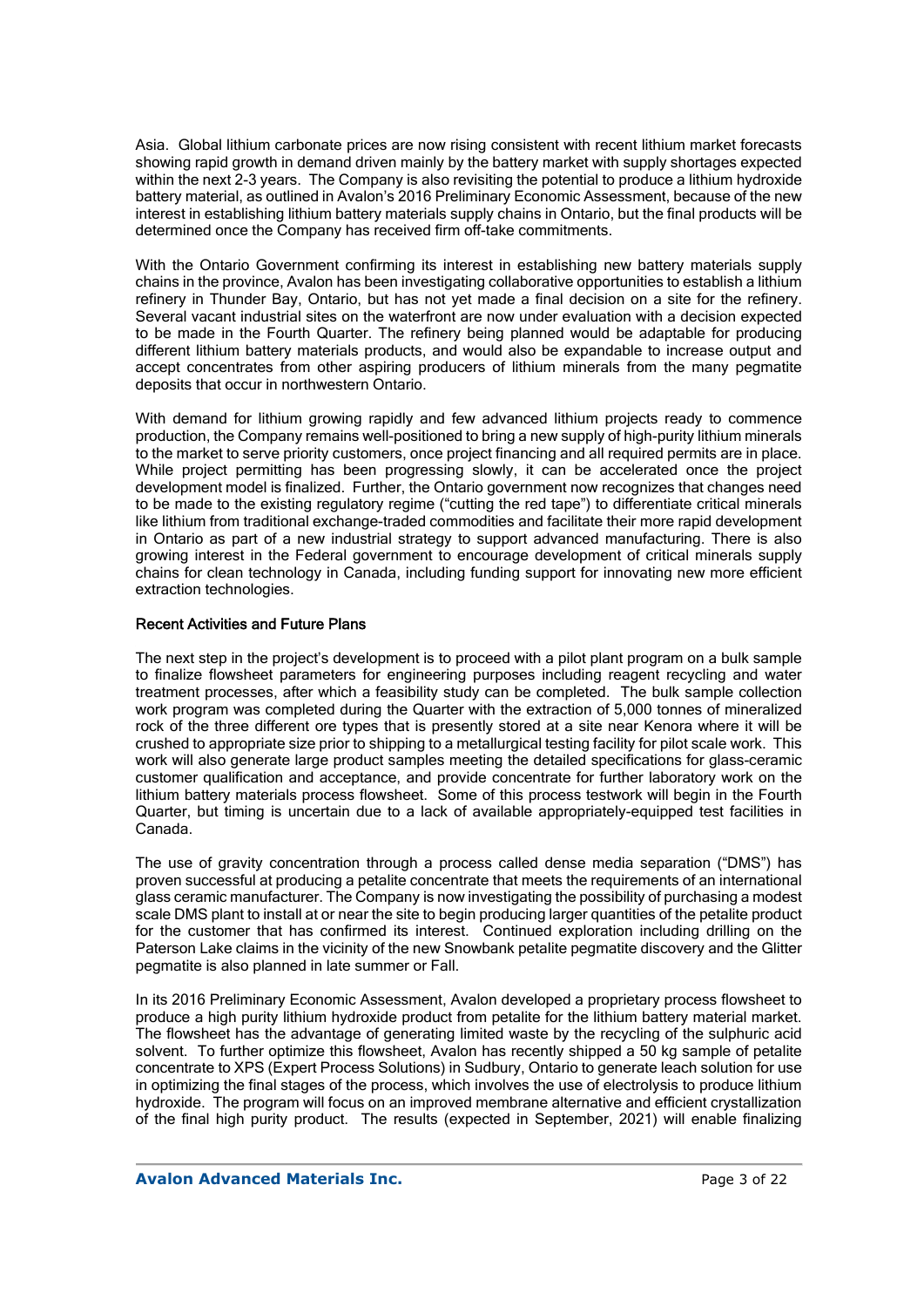Asia. Global lithium carbonate prices are now rising consistent with recent lithium market forecasts showing rapid growth in demand driven mainly by the battery market with supply shortages expected within the next 2-3 years. The Company is also revisiting the potential to produce a lithium hydroxide battery material, as outlined in Avalon's 2016 Preliminary Economic Assessment, because of the new interest in establishing lithium battery materials supply chains in Ontario, but the final products will be determined once the Company has received firm off-take commitments.

With the Ontario Government confirming its interest in establishing new battery materials supply chains in the province, Avalon has been investigating collaborative opportunities to establish a lithium refinery in Thunder Bay, Ontario, but has not yet made a final decision on a site for the refinery. Several vacant industrial sites on the waterfront are now under evaluation with a decision expected to be made in the Fourth Quarter. The refinery being planned would be adaptable for producing different lithium battery materials products, and would also be expandable to increase output and accept concentrates from other aspiring producers of lithium minerals from the many pegmatite deposits that occur in northwestern Ontario.

With demand for lithium growing rapidly and few advanced lithium projects ready to commence production, the Company remains well-positioned to bring a new supply of high-purity lithium minerals to the market to serve priority customers, once project financing and all required permits are in place. While project permitting has been progressing slowly, it can be accelerated once the project development model is finalized. Further, the Ontario government now recognizes that changes need to be made to the existing regulatory regime ("cutting the red tape") to differentiate critical minerals like lithium from traditional exchange-traded commodities and facilitate their more rapid development in Ontario as part of a new industrial strategy to support advanced manufacturing. There is also growing interest in the Federal government to encourage development of critical minerals supply chains for clean technology in Canada, including funding support for innovating new more efficient extraction technologies.

### Recent Activities and Future Plans

The next step in the project's development is to proceed with a pilot plant program on a bulk sample to finalize flowsheet parameters for engineering purposes including reagent recycling and water treatment processes, after which a feasibility study can be completed. The bulk sample collection work program was completed during the Quarter with the extraction of 5,000 tonnes of mineralized rock of the three different ore types that is presently stored at a site near Kenora where it will be crushed to appropriate size prior to shipping to a metallurgical testing facility for pilot scale work. This work will also generate large product samples meeting the detailed specifications for glass-ceramic customer qualification and acceptance, and provide concentrate for further laboratory work on the lithium battery materials process flowsheet. Some of this process testwork will begin in the Fourth Quarter, but timing is uncertain due to a lack of available appropriately-equipped test facilities in Canada.

The use of gravity concentration through a process called dense media separation ("DMS") has proven successful at producing a petalite concentrate that meets the requirements of an international glass ceramic manufacturer. The Company is now investigating the possibility of purchasing a modest scale DMS plant to install at or near the site to begin producing larger quantities of the petalite product for the customer that has confirmed its interest. Continued exploration including drilling on the Paterson Lake claims in the vicinity of the new Snowbank petalite pegmatite discovery and the Glitter pegmatite is also planned in late summer or Fall.

In its 2016 Preliminary Economic Assessment, Avalon developed a proprietary process flowsheet to produce a high purity lithium hydroxide product from petalite for the lithium battery material market. The flowsheet has the advantage of generating limited waste by the recycling of the sulphuric acid solvent. To further optimize this flowsheet, Avalon has recently shipped a 50 kg sample of petalite concentrate to XPS (Expert Process Solutions) in Sudbury, Ontario to generate leach solution for use in optimizing the final stages of the process, which involves the use of electrolysis to produce lithium hydroxide. The program will focus on an improved membrane alternative and efficient crystallization of the final high purity product. The results (expected in September, 2021) will enable finalizing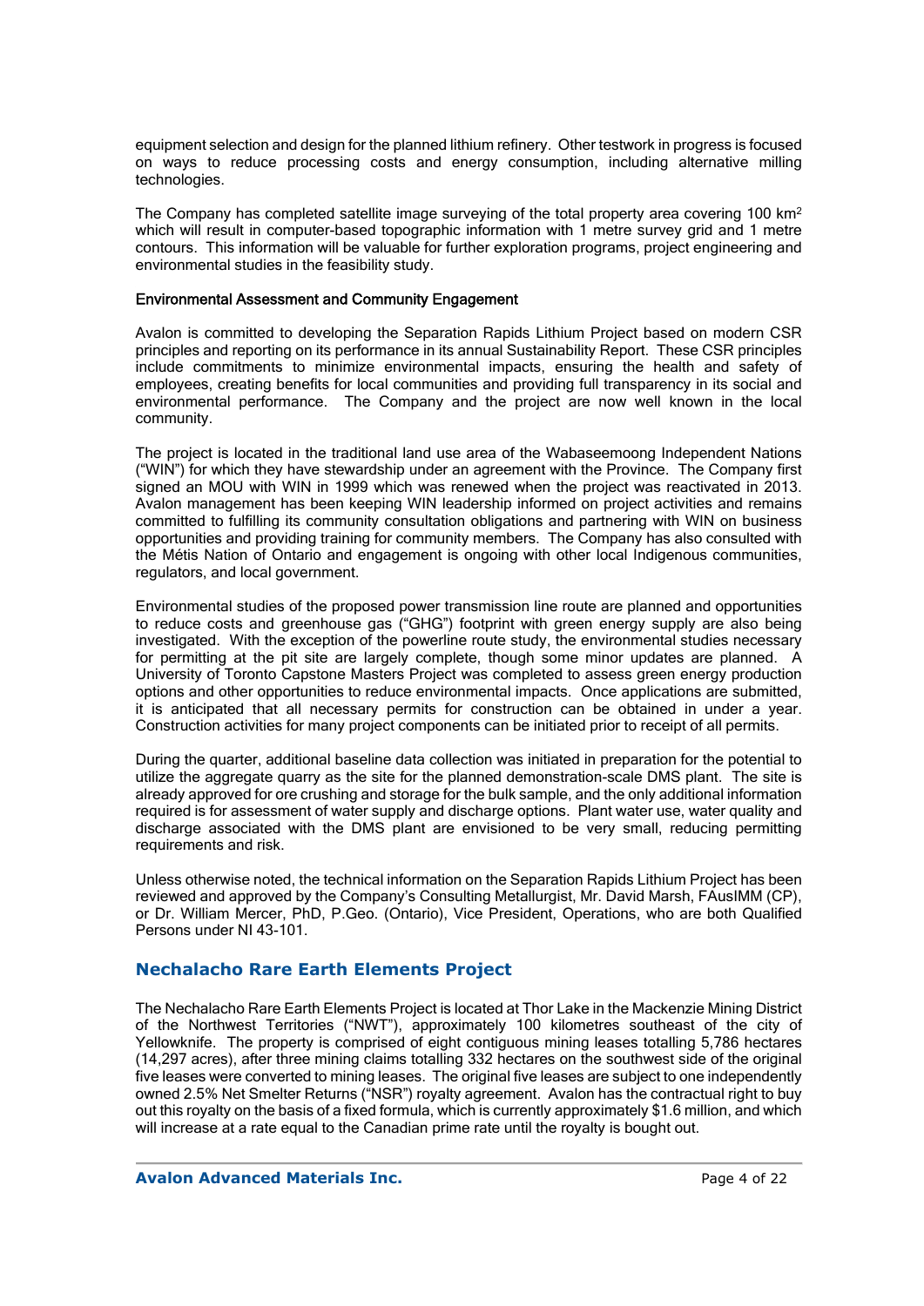equipment selection and design for the planned lithium refinery. Other testwork in progress is focused on ways to reduce processing costs and energy consumption, including alternative milling technologies.

The Company has completed satellite image surveying of the total property area covering 100 $km^2$ which will result in computer-based topographic information with 1 metre survey grid and 1 metre contours. This information will be valuable for further exploration programs, project engineering and environmental studies in the feasibility study.

### Environmental Assessment and Community Engagement

Avalon is committed to developing the Separation Rapids Lithium Project based on modern CSR principles and reporting on its performance in its annual Sustainability Report. These CSR principles include commitments to minimize environmental impacts, ensuring the health and safety of employees, creating benefits for local communities and providing full transparency in its social and environmental performance. The Company and the project are now well known in the local community.

The project is located in the traditional land use area of the Wabaseemoong Independent Nations ("WIN") for which they have stewardship under an agreement with the Province. The Company first signed an MOU with WIN in 1999 which was renewed when the project was reactivated in 2013. Avalon management has been keeping WIN leadership informed on project activities and remains committed to fulfilling its community consultation obligations and partnering with WIN on business opportunities and providing training for community members. The Company has also consulted with the Métis Nation of Ontario and engagement is ongoing with other local Indigenous communities, regulators, and local government.

Environmental studies of the proposed power transmission line route are planned and opportunities to reduce costs and greenhouse gas ("GHG") footprint with green energy supply are also being investigated. With the exception of the powerline route study, the environmental studies necessary for permitting at the pit site are largely complete, though some minor updates are planned. A University of Toronto Capstone Masters Project was completed to assess green energy production options and other opportunities to reduce environmental impacts. Once applications are submitted, it is anticipated that all necessary permits for construction can be obtained in under a year. Construction activities for many project components can be initiated prior to receipt of all permits.

During the quarter, additional baseline data collection was initiated in preparation for the potential to utilize the aggregate quarry as the site for the planned demonstration-scale DMS plant. The site is already approved for ore crushing and storage for the bulk sample, and the only additional information required is for assessment of water supply and discharge options. Plant water use, water quality and discharge associated with the DMS plant are envisioned to be very small, reducing permitting requirements and risk.

Unless otherwise noted, the technical information on the Separation Rapids Lithium Project has been reviewed and approved by the Company's Consulting Metallurgist, Mr. David Marsh, FAusIMM (CP), or Dr. William Mercer, PhD, P.Geo. (Ontario), Vice President, Operations, who are both Qualified Persons under NI 43-101.

## Nechalacho Rare Earth Elements Project

The Nechalacho Rare Earth Elements Project is located at Thor Lake in the Mackenzie Mining District of the Northwest Territories ("NWT"), approximately 100 kilometres southeast of the city of Yellowknife. The property is comprised of eight contiguous mining leases totalling 5,786 hectares (14,297 acres), after three mining claims totalling 332 hectares on the southwest side of the original five leases were converted to mining leases. The original five leases are subject to one independently owned 2.5% Net Smelter Returns ("NSR") royalty agreement. Avalon has the contractual right to buy out this royalty on the basis of a fixed formula, which is currently approximately $1.6 million, and which will increase at a rate equal to the Canadian prime rate until the royalty is bought out.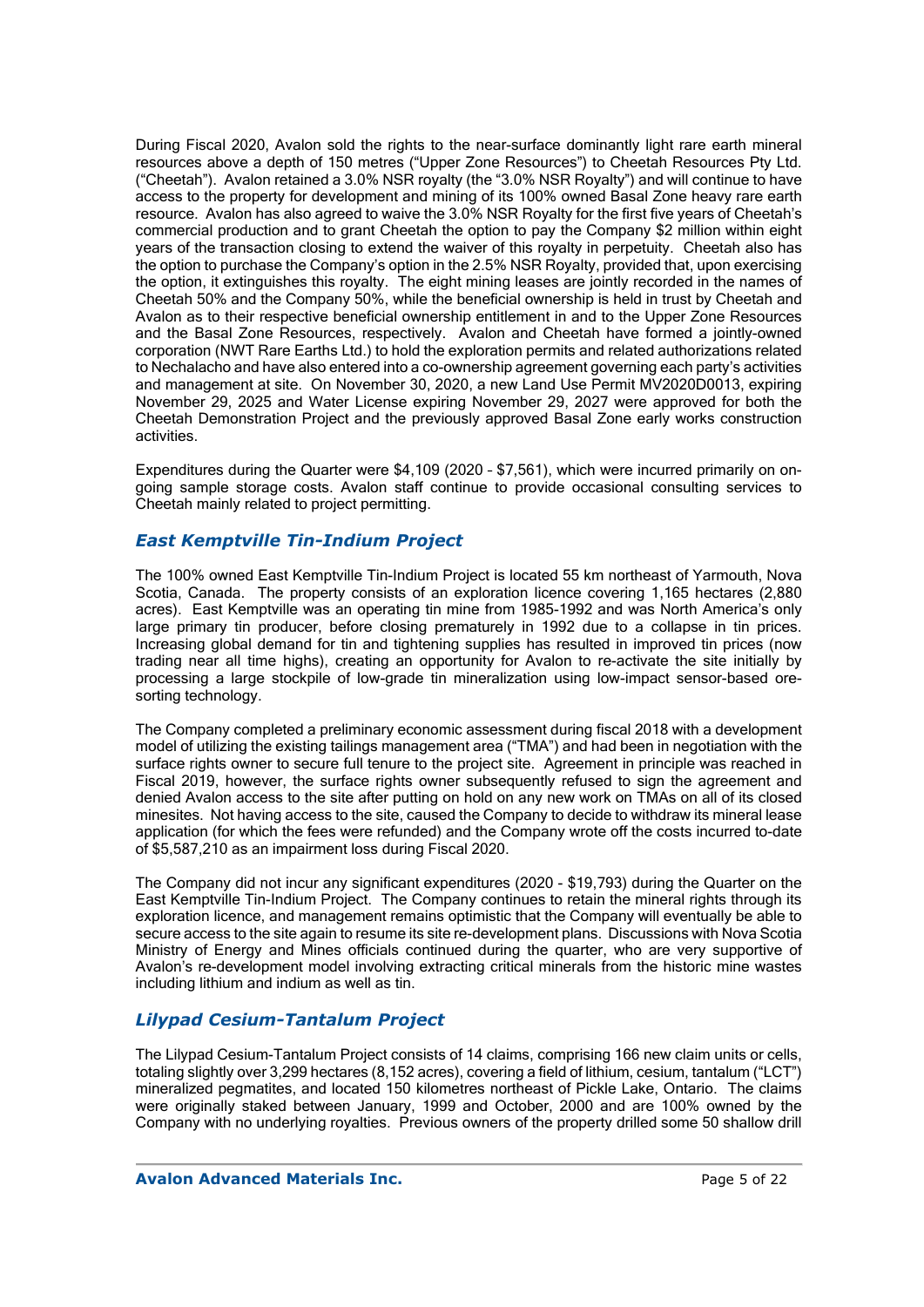During Fiscal 2020, Avalon sold the rights to the near-surface dominantly light rare earth mineral resources above a depth of 150 metres ("Upper Zone Resources") to Cheetah Resources Pty Ltd. ("Cheetah"). Avalon retained a 3.0% NSR royalty (the "3.0% NSR Royalty") and will continue to have access to the property for development and mining of its 100% owned Basal Zone heavy rare earth resource. Avalon has also agreed to waive the 3.0% NSR Royalty for the first five years of Cheetah's commercial production and to grant Cheetah the option to pay the Company $2 million within eight years of the transaction closing to extend the waiver of this royalty in perpetuity. Cheetah also has the option to purchase the Company's option in the 2.5% NSR Royalty, provided that, upon exercising the option, it extinguishes this royalty. The eight mining leases are jointly recorded in the names of Cheetah 50% and the Company 50%, while the beneficial ownership is held in trust by Cheetah and Avalon as to their respective beneficial ownership entitlement in and to the Upper Zone Resources and the Basal Zone Resources, respectively. Avalon and Cheetah have formed a jointly-owned corporation (NWT Rare Earths Ltd.) to hold the exploration permits and related authorizations related to Nechalacho and have also entered into a co-ownership agreement governing each party's activities and management at site. On November 30, 2020, a new Land Use Permit MV2020D0013, expiring November 29, 2025 and Water License expiring November 29, 2027 were approved for both the Cheetah Demonstration Project and the previously approved Basal Zone early works construction activities.

Expenditures during the Quarter were $4,109 (2020 - $7,561), which were incurred primarily on on-going sample storage costs. Avalon staff continue to provide occasional consulting services to Cheetah mainly related to project permitting.

## *East Kemptville Tin-Indium Project*

The 100% owned East Kemptville Tin-Indium Project is located 55 km northeast of Yarmouth, Nova Scotia, Canada. The property consists of an exploration licence covering 1,165 hectares (2,880 acres). East Kemptville was an operating tin mine from 1985-1992 and was North America's only large primary tin producer, before closing prematurely in 1992 due to a collapse in tin prices. Increasing global demand for tin and tightening supplies has resulted in improved tin prices (now trading near all time highs), creating an opportunity for Avalon to re-activate the site initially by processing a large stockpile of low-grade tin mineralization using low-impact sensor-based ore-sorting technology.

The Company completed a preliminary economic assessment during fiscal 2018 with a development model of utilizing the existing tailings management area ("TMA") and had been in negotiation with the surface rights owner to secure full tenure to the project site. Agreement in principle was reached in Fiscal 2019, however, the surface rights owner subsequently refused to sign the agreement and denied Avalon access to the site after putting on hold on any new work on TMAs on all of its closed minesites. Not having access to the site, caused the Company to decide to withdraw its mineral lease application (for which the fees were refunded) and the Company wrote off the costs incurred to-date of $5,587,210 as an impairment loss during Fiscal 2020.

The Company did not incur any significant expenditures (2020 - $19,793) during the Quarter on the East Kemptville Tin-Indium Project. The Company continues to retain the mineral rights through its exploration licence, and management remains optimistic that the Company will eventually be able to secure access to the site again to resume its site re-development plans. Discussions with Nova Scotia Ministry of Energy and Mines officials continued during the quarter, who are very supportive of Avalon's re-development model involving extracting critical minerals from the historic mine wastes including lithium and indium as well as tin.

## *Lilypad Cesium-Tantalum Project*

The Lilypad Cesium-Tantalum Project consists of 14 claims, comprising 166 new claim units or cells, totaling slightly over 3,299 hectares (8,152 acres), covering a field of lithium, cesium, tantalum ("LCT") mineralized pegmatites, and located 150 kilometres northeast of Pickle Lake, Ontario. The claims were originally staked between January, 1999 and October, 2000 and are 100% owned by the Company with no underlying royalties. Previous owners of the property drilled some 50 shallow drill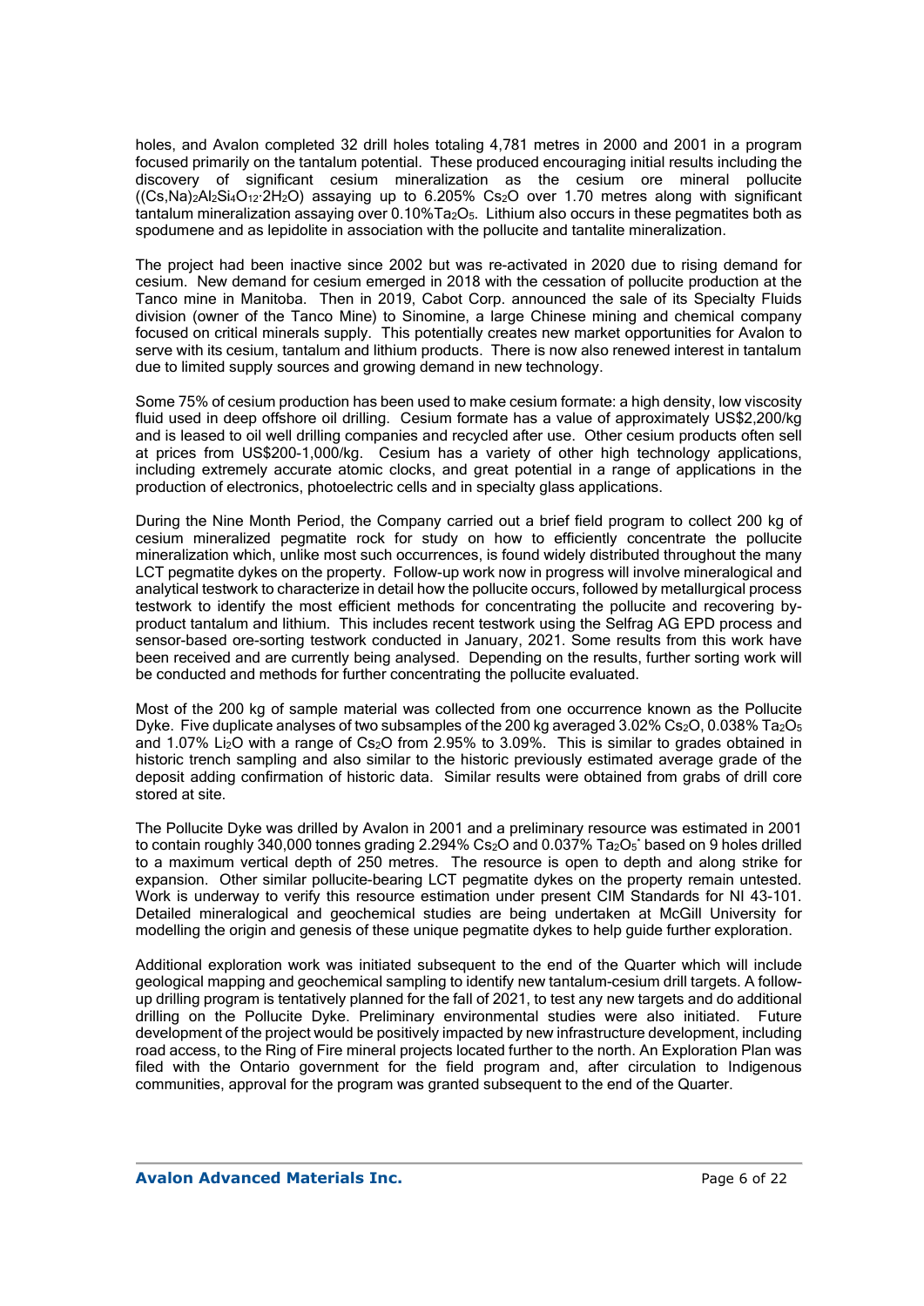holes, and Avalon completed 32 drill holes totaling 4,781 metres in 2000 and 2001 in a program focused primarily on the tantalum potential. These produced encouraging initial results including the discovery of significant cesium mineralization as the cesium ore mineral pollucite ($(Cs,Na)_2Al_2Si_4O_{12}\cdot 2H_2O$) assaying up to 6.205% $Cs_2O$ over 1.70 metres along with significant tantalum mineralization assaying over 0.10% $Ta_2O_5$. Lithium also occurs in these pegmatites both as spodumene and as lepidolite in association with the pollucite and tantalite mineralization.

The project had been inactive since 2002 but was re-activated in 2020 due to rising demand for cesium. New demand for cesium emerged in 2018 with the cessation of pollucite production at the Tanco mine in Manitoba. Then in 2019, Cabot Corp. announced the sale of its Specialty Fluids division (owner of the Tanco Mine) to Sinomine, a large Chinese mining and chemical company focused on critical minerals supply. This potentially creates new market opportunities for Avalon to serve with its cesium, tantalum and lithium products. There is now also renewed interest in tantalum due to limited supply sources and growing demand in new technology.

Some 75% of cesium production has been used to make cesium formate: a high density, low viscosity fluid used in deep offshore oil drilling. Cesium formate has a value of approximately US$2,200/kg and is leased to oil well drilling companies and recycled after use. Other cesium products often sell at prices from US$200-1,000/kg. Cesium has a variety of other high technology applications, including extremely accurate atomic clocks, and great potential in a range of applications in the production of electronics, photoelectric cells and in specialty glass applications.

During the Nine Month Period, the Company carried out a brief field program to collect 200 kg of cesium mineralized pegmatite rock for study on how to efficiently concentrate the pollucite mineralization which, unlike most such occurrences, is found widely distributed throughout the many LCT pegmatite dykes on the property. Follow-up work now in progress will involve mineralogical and analytical testwork to characterize in detail how the pollucite occurs, followed by metallurgical process testwork to identify the most efficient methods for concentrating the pollucite and recovering by-product tantalum and lithium. This includes recent testwork using the Selfrag AG EPD process and sensor-based ore-sorting testwork conducted in January, 2021. Some results from this work have been received and are currently being analysed. Depending on the results, further sorting work will be conducted and methods for further concentrating the pollucite evaluated.

Most of the 200 kg of sample material was collected from one occurrence known as the Pollucite Dyke. Five duplicate analyses of two subsamples of the 200 kg averaged 3.02% $Cs_2O$, 0.038% $Ta_2O_5$ and 1.07% $Li_2O$ with a range of $Cs_2O$ from 2.95% to 3.09%. This is similar to grades obtained in historic trench sampling and also similar to the historic previously estimated average grade of the deposit adding confirmation of historic data. Similar results were obtained from grabs of drill core stored at site.

The Pollucite Dyke was drilled by Avalon in 2001 and a preliminary resource was estimated in 2001 to contain roughly 340,000 tonnes grading 2.294% $Cs_2O$ and 0.037% $Ta_2O_5$* based on 9 holes drilled to a maximum vertical depth of 250 metres. The resource is open to depth and along strike for expansion. Other similar pollucite-bearing LCT pegmatite dykes on the property remain untested. Work is underway to verify this resource estimation under present CIM Standards for NI 43-101. Detailed mineralogical and geochemical studies are being undertaken at McGill University for modelling the origin and genesis of these unique pegmatite dykes to help guide further exploration.

Additional exploration work was initiated subsequent to the end of the Quarter which will include geological mapping and geochemical sampling to identify new tantalum-cesium drill targets. A follow-up drilling program is tentatively planned for the fall of 2021, to test any new targets and do additional drilling on the Pollucite Dyke. Preliminary environmental studies were also initiated. Future development of the project would be positively impacted by new infrastructure development, including road access, to the Ring of Fire mineral projects located further to the north. An Exploration Plan was filed with the Ontario government for the field program and, after circulation to Indigenous communities, approval for the program was granted subsequent to the end of the Quarter.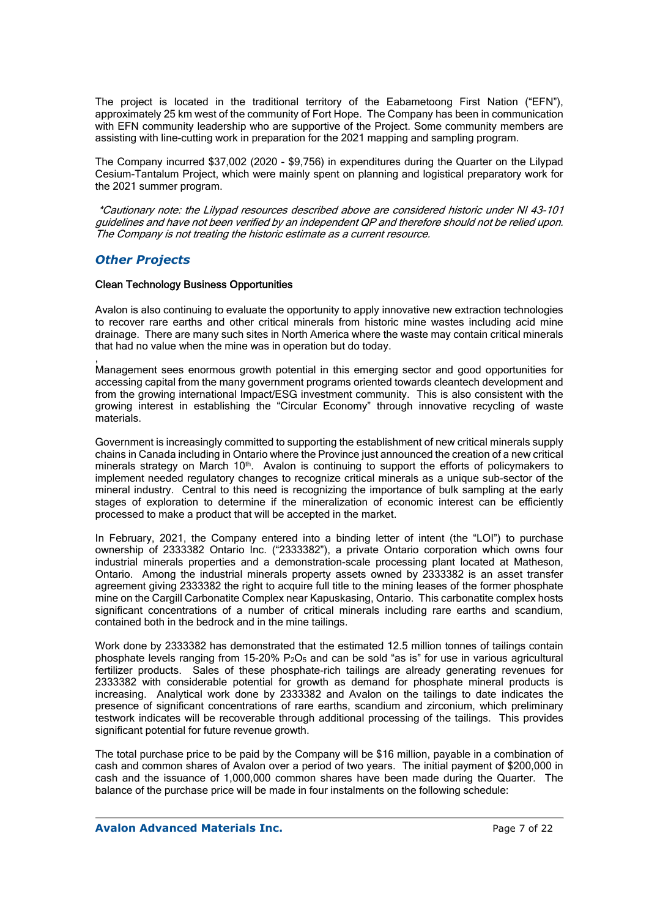The project is located in the traditional territory of the Eabametoong First Nation ("EFN"), approximately 25 km west of the community of Fort Hope. The Company has been in communication with EFN community leadership who are supportive of the Project. Some community members are assisting with line-cutting work in preparation for the 2021 mapping and sampling program.

The Company incurred $37,002 (2020 - $9,756) in expenditures during the Quarter on the Lilypad Cesium-Tantalum Project, which were mainly spent on planning and logistical preparatory work for the 2021 summer program.

*\*Cautionary note: the Lilypad resources described above are considered historic under NI 43-101 guidelines and have not been verified by an independent QP and therefore should not be relied upon. The Company is not treating the historic estimate as a current resource.*

## *Other Projects*

**Clean Technology Business Opportunities**

Avalon is also continuing to evaluate the opportunity to apply innovative new extraction technologies to recover rare earths and other critical minerals from historic mine wastes including acid mine drainage. There are many such sites in North America where the waste may contain critical minerals that had no value when the mine was in operation but do today.

Management sees enormous growth potential in this emerging sector and good opportunities for accessing capital from the many government programs oriented towards cleantech development and from the growing international Impact/ESG investment community. This is also consistent with the growing interest in establishing the "Circular Economy" through innovative recycling of waste materials.

Government is increasingly committed to supporting the establishment of new critical minerals supply chains in Canada including in Ontario where the Province just announced the creation of a new critical minerals strategy on March 10th. Avalon is continuing to support the efforts of policymakers to implement needed regulatory changes to recognize critical minerals as a unique sub-sector of the mineral industry. Central to this need is recognizing the importance of bulk sampling at the early stages of exploration to determine if the mineralization of economic interest can be efficiently processed to make a product that will be accepted in the market.

In February, 2021, the Company entered into a binding letter of intent (the "LOI") to purchase ownership of 2333382 Ontario Inc. ("2333382"), a private Ontario corporation which owns four industrial minerals properties and a demonstration-scale processing plant located at Matheson, Ontario. Among the industrial minerals property assets owned by 2333382 is an asset transfer agreement giving 2333382 the right to acquire full title to the mining leases of the former phosphate mine on the Cargill Carbonatite Complex near Kapuskasing, Ontario. This carbonatite complex hosts significant concentrations of a number of critical minerals including rare earths and scandium, contained both in the bedrock and in the mine tailings.

Work done by 2333382 has demonstrated that the estimated 12.5 million tonnes of tailings contain phosphate levels ranging from 15-20% $P_2O_5$ and can be sold "as is" for use in various agricultural fertilizer products. Sales of these phosphate-rich tailings are already generating revenues for 2333382 with considerable potential for growth as demand for phosphate mineral products is increasing. Analytical work done by 2333382 and Avalon on the tailings to date indicates the presence of significant concentrations of rare earths, scandium and zirconium, which preliminary testwork indicates will be recoverable through additional processing of the tailings. This provides significant potential for future revenue growth.

The total purchase price to be paid by the Company will be $16 million, payable in a combination of cash and common shares of Avalon over a period of two years. The initial payment of $200,000 in cash and the issuance of 1,000,000 common shares have been made during the Quarter. The balance of the purchase price will be made in four instalments on the following schedule: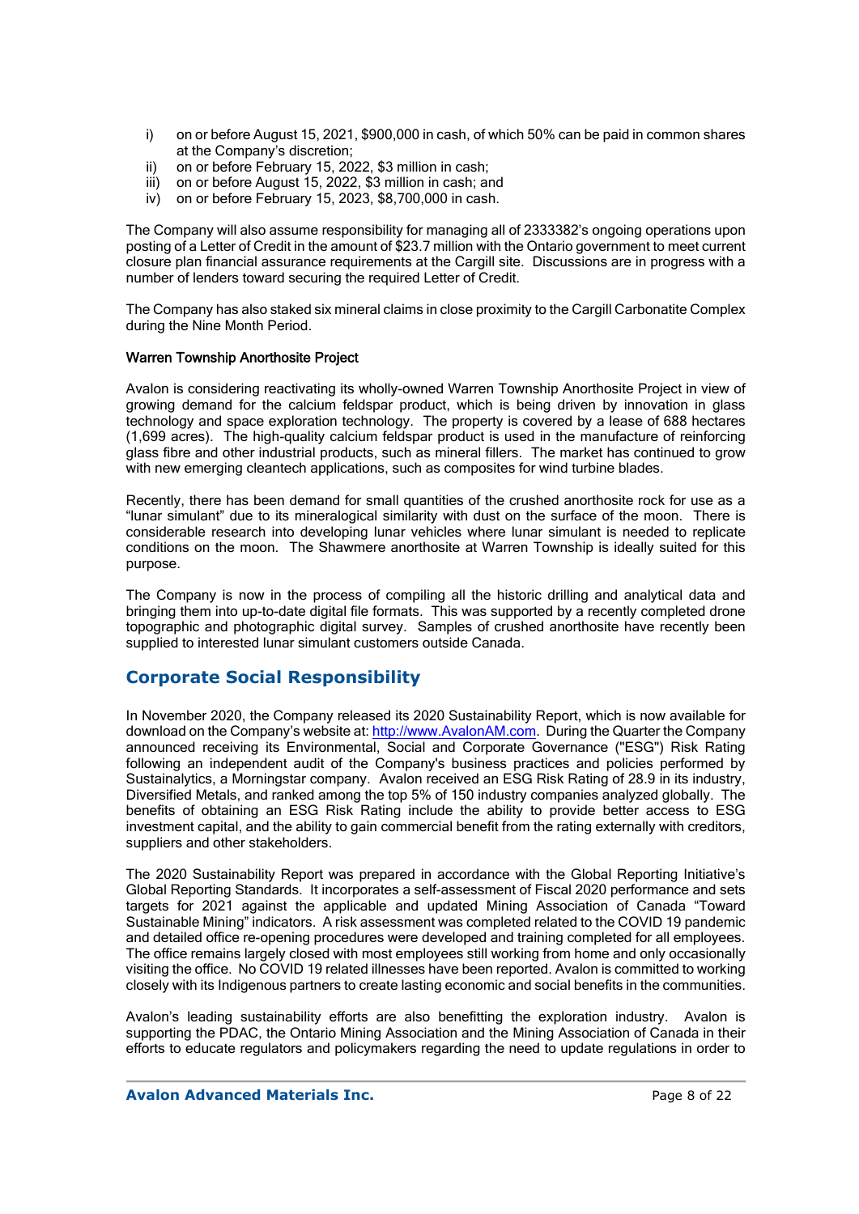i) on or before August 15, 2021, $900,000 in cash, of which 50% can be paid in common shares at the Company's discretion;
ii) on or before February 15, 2022, $3 million in cash;
iii) on or before August 15, 2022, $3 million in cash; and
iv) on or before February 15, 2023, $8,700,000 in cash.

The Company will also assume responsibility for managing all of 2333382's ongoing operations upon posting of a Letter of Credit in the amount of $23.7 million with the Ontario government to meet current closure plan financial assurance requirements at the Cargill site. Discussions are in progress with a number of lenders toward securing the required Letter of Credit.

The Company has also staked six mineral claims in close proximity to the Cargill Carbonatite Complex during the Nine Month Period.

### Warren Township Anorthosite Project

Avalon is considering reactivating its wholly-owned Warren Township Anorthosite Project in view of growing demand for the calcium feldspar product, which is being driven by innovation in glass technology and space exploration technology. The property is covered by a lease of 688 hectares (1,699 acres). The high-quality calcium feldspar product is used in the manufacture of reinforcing glass fibre and other industrial products, such as mineral fillers. The market has continued to grow with new emerging cleantech applications, such as composites for wind turbine blades.

Recently, there has been demand for small quantities of the crushed anorthosite rock for use as a "lunar simulant" due to its mineralogical similarity with dust on the surface of the moon. There is considerable research into developing lunar vehicles where lunar simulant is needed to replicate conditions on the moon. The Shawmere anorthosite at Warren Township is ideally suited for this purpose.

The Company is now in the process of compiling all the historic drilling and analytical data and bringing them into up-to-date digital file formats. This was supported by a recently completed drone topographic and photographic digital survey. Samples of crushed anorthosite have recently been supplied to interested lunar simulant customers outside Canada.

## Corporate Social Responsibility

In November 2020, the Company released its 2020 Sustainability Report, which is now available for download on the Company's website at: [http://www.AvalonAM.com](http://www.AvalonAM.com). During the Quarter the Company announced receiving its Environmental, Social and Corporate Governance ("ESG") Risk Rating following an independent audit of the Company's business practices and policies performed by Sustainalytics, a Morningstar company. Avalon received an ESG Risk Rating of 28.9 in its industry, Diversified Metals, and ranked among the top 5% of 150 industry companies analyzed globally. The benefits of obtaining an ESG Risk Rating include the ability to provide better access to ESG investment capital, and the ability to gain commercial benefit from the rating externally with creditors, suppliers and other stakeholders.

The 2020 Sustainability Report was prepared in accordance with the Global Reporting Initiative's Global Reporting Standards. It incorporates a self-assessment of Fiscal 2020 performance and sets targets for 2021 against the applicable and updated Mining Association of Canada "Toward Sustainable Mining" indicators. A risk assessment was completed related to the COVID 19 pandemic and detailed office re-opening procedures were developed and training completed for all employees. The office remains largely closed with most employees still working from home and only occasionally visiting the office. No COVID 19 related illnesses have been reported. Avalon is committed to working closely with its Indigenous partners to create lasting economic and social benefits in the communities.

Avalon's leading sustainability efforts are also benefitting the exploration industry. Avalon is supporting the PDAC, the Ontario Mining Association and the Mining Association of Canada in their efforts to educate regulators and policymakers regarding the need to update regulations in order to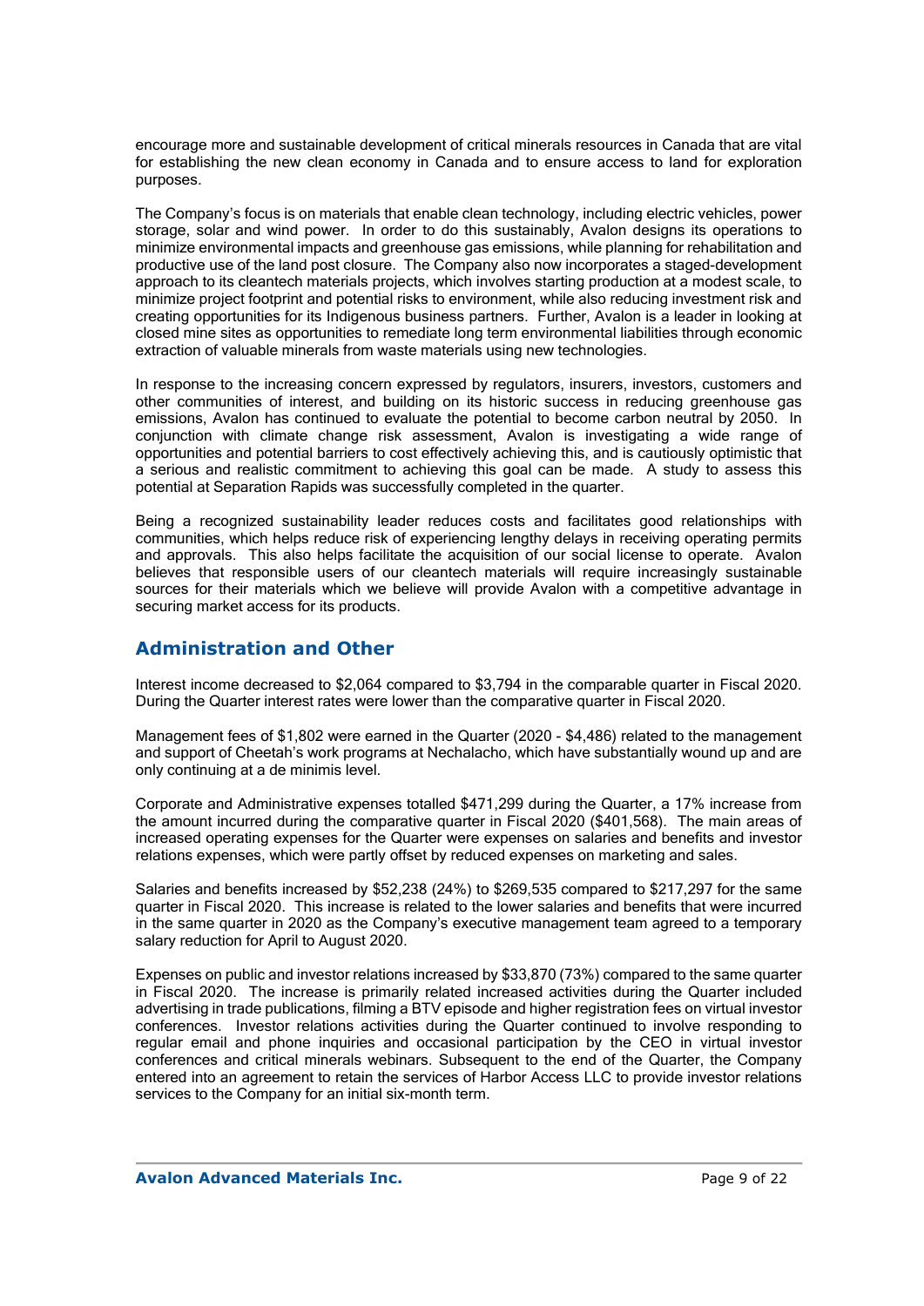encourage more and sustainable development of critical minerals resources in Canada that are vital for establishing the new clean economy in Canada and to ensure access to land for exploration purposes.

The Company's focus is on materials that enable clean technology, including electric vehicles, power storage, solar and wind power. In order to do this sustainably, Avalon designs its operations to minimize environmental impacts and greenhouse gas emissions, while planning for rehabilitation and productive use of the land post closure. The Company also now incorporates a staged-development approach to its cleantech materials projects, which involves starting production at a modest scale, to minimize project footprint and potential risks to environment, while also reducing investment risk and creating opportunities for its Indigenous business partners. Further, Avalon is a leader in looking at closed mine sites as opportunities to remediate long term environmental liabilities through economic extraction of valuable minerals from waste materials using new technologies.

In response to the increasing concern expressed by regulators, insurers, investors, customers and other communities of interest, and building on its historic success in reducing greenhouse gas emissions, Avalon has continued to evaluate the potential to become carbon neutral by 2050. In conjunction with climate change risk assessment, Avalon is investigating a wide range of opportunities and potential barriers to cost effectively achieving this, and is cautiously optimistic that a serious and realistic commitment to achieving this goal can be made. A study to assess this potential at Separation Rapids was successfully completed in the quarter.

Being a recognized sustainability leader reduces costs and facilitates good relationships with communities, which helps reduce risk of experiencing lengthy delays in receiving operating permits and approvals. This also helps facilitate the acquisition of our social license to operate. Avalon believes that responsible users of our cleantech materials will require increasingly sustainable sources for their materials which we believe will provide Avalon with a competitive advantage in securing market access for its products.

## Administration and Other

Interest income decreased to $2,064 compared to $3,794 in the comparable quarter in Fiscal 2020. During the Quarter interest rates were lower than the comparative quarter in Fiscal 2020.

Management fees of $1,802 were earned in the Quarter (2020 - $4,486) related to the management and support of Cheetah's work programs at Nechalacho, which have substantially wound up and are only continuing at a de minimis level.

Corporate and Administrative expenses totalled $471,299 during the Quarter, a 17% increase from the amount incurred during the comparative quarter in Fiscal 2020 ($401,568). The main areas of increased operating expenses for the Quarter were expenses on salaries and benefits and investor relations expenses, which were partly offset by reduced expenses on marketing and sales.

Salaries and benefits increased by $52,238 (24%) to $269,535 compared to $217,297 for the same quarter in Fiscal 2020. This increase is related to the lower salaries and benefits that were incurred in the same quarter in 2020 as the Company's executive management team agreed to a temporary salary reduction for April to August 2020.

Expenses on public and investor relations increased by $33,870 (73%) compared to the same quarter in Fiscal 2020. The increase is primarily related increased activities during the Quarter included advertising in trade publications, filming a BTV episode and higher registration fees on virtual investor conferences. Investor relations activities during the Quarter continued to involve responding to regular email and phone inquiries and occasional participation by the CEO in virtual investor conferences and critical minerals webinars. Subsequent to the end of the Quarter, the Company entered into an agreement to retain the services of Harbor Access LLC to provide investor relations services to the Company for an initial six-month term.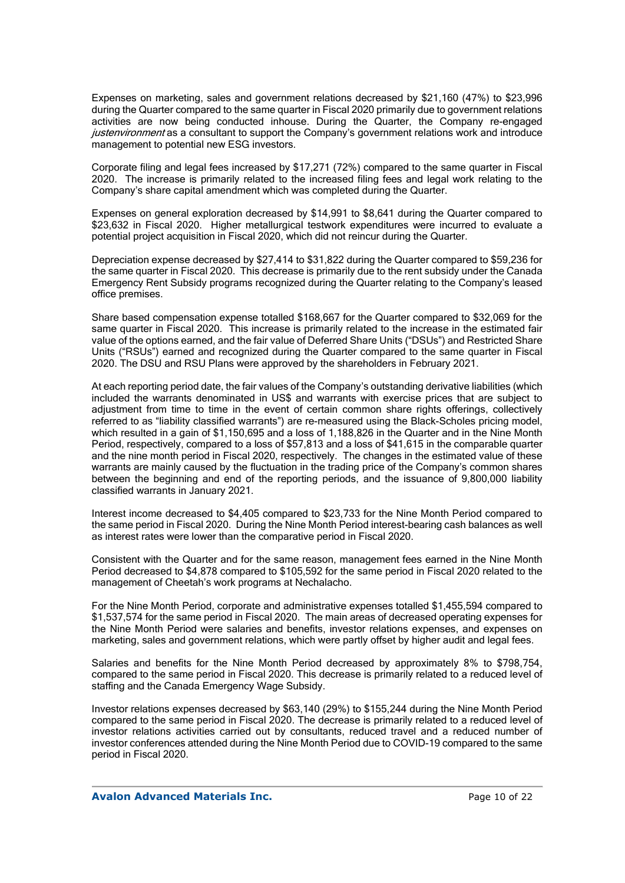Expenses on marketing, sales and government relations decreased by $21,160 (47%) to $23,996 during the Quarter compared to the same quarter in Fiscal 2020 primarily due to government relations activities are now being conducted inhouse. During the Quarter, the Company re-engaged *justenvironment* as a consultant to support the Company's government relations work and introduce management to potential new ESG investors.

Corporate filing and legal fees increased by $17,271 (72%) compared to the same quarter in Fiscal 2020. The increase is primarily related to the increased filing fees and legal work relating to the Company's share capital amendment which was completed during the Quarter.

Expenses on general exploration decreased by $14,991 to $8,641 during the Quarter compared to $23,632 in Fiscal 2020. Higher metallurgical testwork expenditures were incurred to evaluate a potential project acquisition in Fiscal 2020, which did not reincur during the Quarter.

Depreciation expense decreased by $27,414 to $31,822 during the Quarter compared to $59,236 for the same quarter in Fiscal 2020. This decrease is primarily due to the rent subsidy under the Canada Emergency Rent Subsidy programs recognized during the Quarter relating to the Company's leased office premises.

Share based compensation expense totalled $168,667 for the Quarter compared to $32,069 for the same quarter in Fiscal 2020. This increase is primarily related to the increase in the estimated fair value of the options earned, and the fair value of Deferred Share Units ("DSUs") and Restricted Share Units ("RSUs") earned and recognized during the Quarter compared to the same quarter in Fiscal 2020. The DSU and RSU Plans were approved by the shareholders in February 2021.

At each reporting period date, the fair values of the Company's outstanding derivative liabilities (which included the warrants denominated in US$ and warrants with exercise prices that are subject to adjustment from time to time in the event of certain common share rights offerings, collectively referred to as "liability classified warrants") are re-measured using the Black-Scholes pricing model, which resulted in a gain of $1,150,695 and a loss of 1,188,826 in the Quarter and in the Nine Month Period, respectively, compared to a loss of $57,813 and a loss of $41,615 in the comparable quarter and the nine month period in Fiscal 2020, respectively. The changes in the estimated value of these warrants are mainly caused by the fluctuation in the trading price of the Company's common shares between the beginning and end of the reporting periods, and the issuance of 9,800,000 liability classified warrants in January 2021.

Interest income decreased to $4,405 compared to $23,733 for the Nine Month Period compared to the same period in Fiscal 2020. During the Nine Month Period interest-bearing cash balances as well as interest rates were lower than the comparative period in Fiscal 2020.

Consistent with the Quarter and for the same reason, management fees earned in the Nine Month Period decreased to $4,878 compared to $105,592 for the same period in Fiscal 2020 related to the management of Cheetah's work programs at Nechalacho.

For the Nine Month Period, corporate and administrative expenses totalled $1,455,594 compared to $1,537,574 for the same period in Fiscal 2020. The main areas of decreased operating expenses for the Nine Month Period were salaries and benefits, investor relations expenses, and expenses on marketing, sales and government relations, which were partly offset by higher audit and legal fees.

Salaries and benefits for the Nine Month Period decreased by approximately 8% to $798,754, compared to the same period in Fiscal 2020. This decrease is primarily related to a reduced level of staffing and the Canada Emergency Wage Subsidy.

Investor relations expenses decreased by $63,140 (29%) to $155,244 during the Nine Month Period compared to the same period in Fiscal 2020. The decrease is primarily related to a reduced level of investor relations activities carried out by consultants, reduced travel and a reduced number of investor conferences attended during the Nine Month Period due to COVID-19 compared to the same period in Fiscal 2020.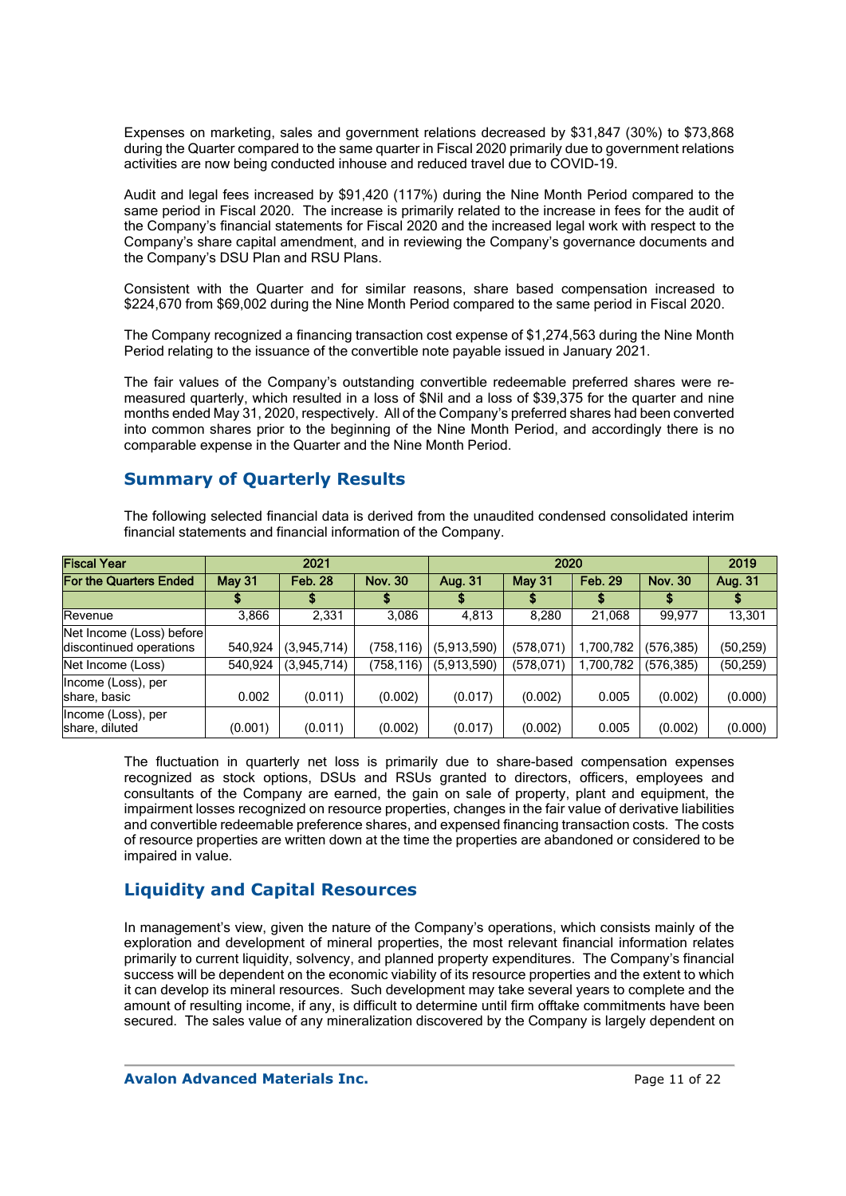Expenses on marketing, sales and government relations decreased by $31,847 (30%) to $73,868 during the Quarter compared to the same quarter in Fiscal 2020 primarily due to government relations activities are now being conducted inhouse and reduced travel due to COVID-19.

Audit and legal fees increased by $91,420 (117%) during the Nine Month Period compared to the same period in Fiscal 2020. The increase is primarily related to the increase in fees for the audit of the Company's financial statements for Fiscal 2020 and the increased legal work with respect to the Company's share capital amendment, and in reviewing the Company's governance documents and the Company's DSU Plan and RSU Plans.

Consistent with the Quarter and for similar reasons, share based compensation increased to $224,670 from $69,002 during the Nine Month Period compared to the same period in Fiscal 2020.

The Company recognized a financing transaction cost expense of $1,274,563 during the Nine Month Period relating to the issuance of the convertible note payable issued in January 2021.

The fair values of the Company's outstanding convertible redeemable preferred shares were re-measured quarterly, which resulted in a loss of $Nil and a loss of $39,375 for the quarter and nine months ended May 31, 2020, respectively. All of the Company's preferred shares had been converted into common shares prior to the beginning of the Nine Month Period, and accordingly there is no comparable expense in the Quarter and the Nine Month Period.

## Summary of Quarterly Results

The following selected financial data is derived from the unaudited condensed consolidated interim financial statements and financial information of the Company.

| Fiscal Year | 2021 | | | 2020 | | | | 2019 |
|---|---|---|---|---|---|---|---|---|
| For the Quarters Ended | May 31 | Feb. 28 | Nov. 30 | Aug. 31 | May 31 | Feb. 29 | Nov. 30 | Aug. 31 |
| | $ | $ | $ | $ | $ | $ | $ | $ |
| Revenue | 3,866 | 2,331 | 3,086 | 4,813 | 8,280 | 21,068 | 99,977 | 13,301 |
| Net Income (Loss) before discontinued operations | 540,924 | (3,945,714) | (758,116) | (5,913,590) | (578,071) | 1,700,782 | (576,385) | (50,259) |
| Net Income (Loss) | 540,924 | (3,945,714) | (758,116) | (5,913,590) | (578,071) | 1,700,782 | (576,385) | (50,259) |
| Income (Loss), per share, basic | 0.002 | (0.011) | (0.002) | (0.017) | (0.002) | 0.005 | (0.002) | (0.000) |
| Income (Loss), per share, diluted | (0.001) | (0.011) | (0.002) | (0.017) | (0.002) | 0.005 | (0.002) | (0.000) |

The fluctuation in quarterly net loss is primarily due to share-based compensation expenses recognized as stock options, DSUs and RSUs granted to directors, officers, employees and consultants of the Company are earned, the gain on sale of property, plant and equipment, the impairment losses recognized on resource properties, changes in the fair value of derivative liabilities and convertible redeemable preference shares, and expensed financing transaction costs. The costs of resource properties are written down at the time the properties are abandoned or considered to be impaired in value.

## Liquidity and Capital Resources

In management's view, given the nature of the Company's operations, which consists mainly of the exploration and development of mineral properties, the most relevant financial information relates primarily to current liquidity, solvency, and planned property expenditures. The Company's financial success will be dependent on the economic viability of its resource properties and the extent to which it can develop its mineral resources. Such development may take several years to complete and the amount of resulting income, if any, is difficult to determine until firm offtake commitments have been secured. The sales value of any mineralization discovered by the Company is largely dependent on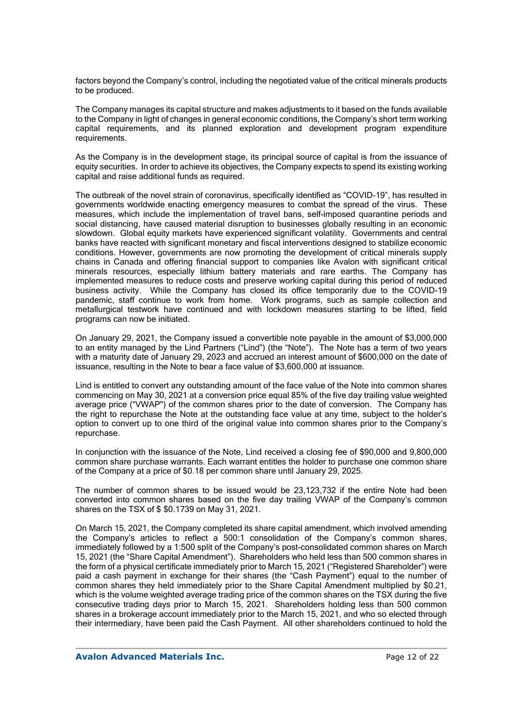factors beyond the Company's control, including the negotiated value of the critical minerals products to be produced.

The Company manages its capital structure and makes adjustments to it based on the funds available to the Company in light of changes in general economic conditions, the Company's short term working capital requirements, and its planned exploration and development program expenditure requirements.

As the Company is in the development stage, its principal source of capital is from the issuance of equity securities. In order to achieve its objectives, the Company expects to spend its existing working capital and raise additional funds as required.

The outbreak of the novel strain of coronavirus, specifically identified as "COVID-19", has resulted in governments worldwide enacting emergency measures to combat the spread of the virus. These measures, which include the implementation of travel bans, self-imposed quarantine periods and social distancing, have caused material disruption to businesses globally resulting in an economic slowdown. Global equity markets have experienced significant volatility. Governments and central banks have reacted with significant monetary and fiscal interventions designed to stabilize economic conditions. However, governments are now promoting the development of critical minerals supply chains in Canada and offering financial support to companies like Avalon with significant critical minerals resources, especially lithium battery materials and rare earths. The Company has implemented measures to reduce costs and preserve working capital during this period of reduced business activity. While the Company has closed its office temporarily due to the COVID-19 pandemic, staff continue to work from home. Work programs, such as sample collection and metallurgical testwork have continued and with lockdown measures starting to be lifted, field programs can now be initiated.

On January 29, 2021, the Company issued a convertible note payable in the amount of $3,000,000 to an entity managed by the Lind Partners ("Lind") (the "Note"). The Note has a term of two years with a maturity date of January 29, 2023 and accrued an interest amount of $600,000 on the date of issuance, resulting in the Note to bear a face value of $3,600,000 at issuance.

Lind is entitled to convert any outstanding amount of the face value of the Note into common shares commencing on May 30, 2021 at a conversion price equal 85% of the five day trailing value weighted average price ("VWAP") of the common shares prior to the date of conversion. The Company has the right to repurchase the Note at the outstanding face value at any time, subject to the holder's option to convert up to one third of the original value into common shares prior to the Company's repurchase.

In conjunction with the issuance of the Note, Lind received a closing fee of $90,000 and 9,800,000 common share purchase warrants. Each warrant entitles the holder to purchase one common share of the Company at a price of $0.18 per common share until January 29, 2025.

The number of common shares to be issued would be 23,123,732 if the entire Note had been converted into common shares based on the five day trailing VWAP of the Company's common shares on the TSX of $ $0.1739 on May 31, 2021.

On March 15, 2021, the Company completed its share capital amendment, which involved amending the Company's articles to reflect a 500:1 consolidation of the Company's common shares, immediately followed by a 1:500 split of the Company's post-consolidated common shares on March 15, 2021 (the "Share Capital Amendment"). Shareholders who held less than 500 common shares in the form of a physical certificate immediately prior to March 15, 2021 ("Registered Shareholder") were paid a cash payment in exchange for their shares (the "Cash Payment") equal to the number of common shares they held immediately prior to the Share Capital Amendment multiplied by $0.21, which is the volume weighted average trading price of the common shares on the TSX during the five consecutive trading days prior to March 15, 2021. Shareholders holding less than 500 common shares in a brokerage account immediately prior to the March 15, 2021, and who so elected through their intermediary, have been paid the Cash Payment. All other shareholders continued to hold the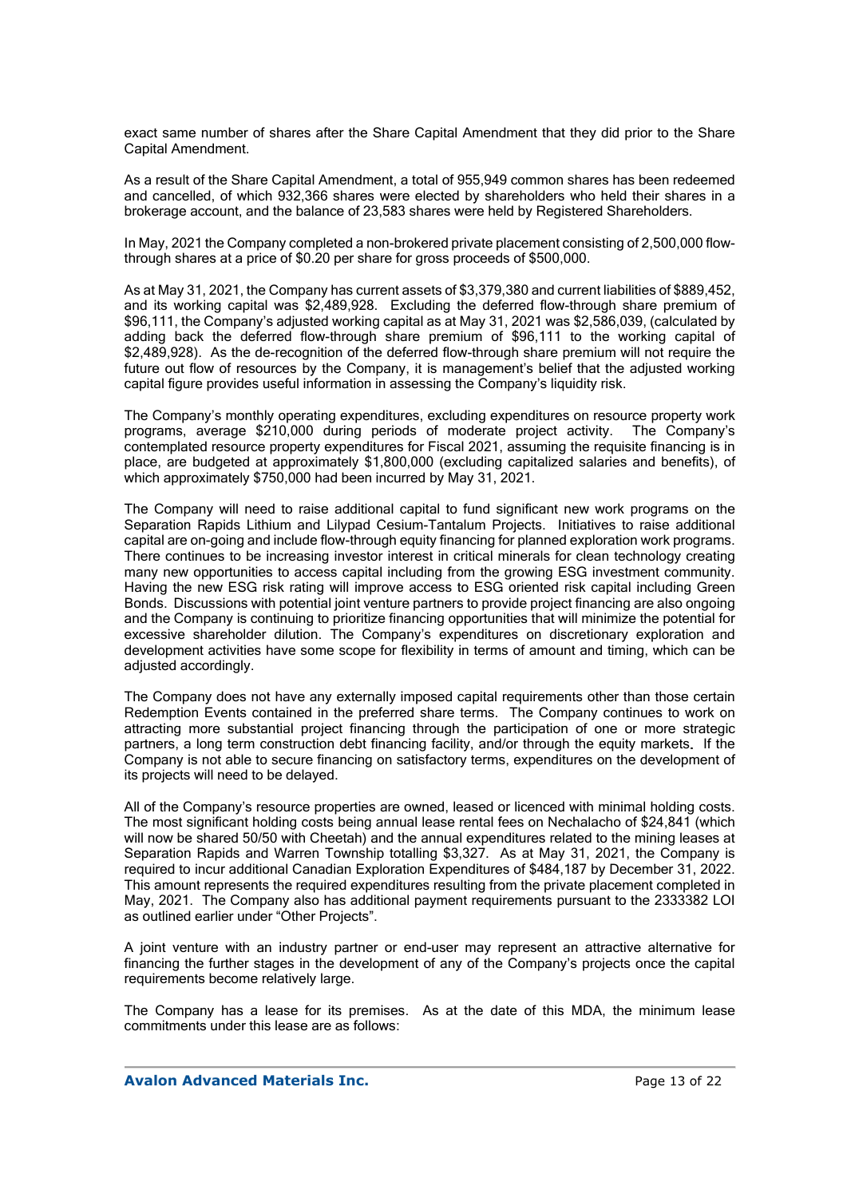exact same number of shares after the Share Capital Amendment that they did prior to the Share Capital Amendment.

As a result of the Share Capital Amendment, a total of 955,949 common shares has been redeemed and cancelled, of which 932,366 shares were elected by shareholders who held their shares in a brokerage account, and the balance of 23,583 shares were held by Registered Shareholders.

In May, 2021 the Company completed a non-brokered private placement consisting of 2,500,000 flow-through shares at a price of $0.20 per share for gross proceeds of $500,000.

As at May 31, 2021, the Company has current assets of $3,379,380 and current liabilities of $889,452, and its working capital was $2,489,928. Excluding the deferred flow-through share premium of $96,111, the Company's adjusted working capital as at May 31, 2021 was $2,586,039, (calculated by adding back the deferred flow-through share premium of $96,111 to the working capital of $2,489,928). As the de-recognition of the deferred flow-through share premium will not require the future out flow of resources by the Company, it is management's belief that the adjusted working capital figure provides useful information in assessing the Company's liquidity risk.

The Company's monthly operating expenditures, excluding expenditures on resource property work programs, average $210,000 during periods of moderate project activity. The Company's contemplated resource property expenditures for Fiscal 2021, assuming the requisite financing is in place, are budgeted at approximately $1,800,000 (excluding capitalized salaries and benefits), of which approximately $750,000 had been incurred by May 31, 2021.

The Company will need to raise additional capital to fund significant new work programs on the Separation Rapids Lithium and Lilypad Cesium-Tantalum Projects. Initiatives to raise additional capital are on-going and include flow-through equity financing for planned exploration work programs. There continues to be increasing investor interest in critical minerals for clean technology creating many new opportunities to access capital including from the growing ESG investment community. Having the new ESG risk rating will improve access to ESG oriented risk capital including Green Bonds. Discussions with potential joint venture partners to provide project financing are also ongoing and the Company is continuing to prioritize financing opportunities that will minimize the potential for excessive shareholder dilution. The Company's expenditures on discretionary exploration and development activities have some scope for flexibility in terms of amount and timing, which can be adjusted accordingly.

The Company does not have any externally imposed capital requirements other than those certain Redemption Events contained in the preferred share terms. The Company continues to work on attracting more substantial project financing through the participation of one or more strategic partners, a long term construction debt financing facility, and/or through the equity markets. If the Company is not able to secure financing on satisfactory terms, expenditures on the development of its projects will need to be delayed.

All of the Company's resource properties are owned, leased or licenced with minimal holding costs. The most significant holding costs being annual lease rental fees on Nechalacho of $24,841 (which will now be shared 50/50 with Cheetah) and the annual expenditures related to the mining leases at Separation Rapids and Warren Township totalling $3,327. As at May 31, 2021, the Company is required to incur additional Canadian Exploration Expenditures of $484,187 by December 31, 2022. This amount represents the required expenditures resulting from the private placement completed in May, 2021. The Company also has additional payment requirements pursuant to the 2333382 LOI as outlined earlier under "Other Projects".

A joint venture with an industry partner or end-user may represent an attractive alternative for financing the further stages in the development of any of the Company's projects once the capital requirements become relatively large.

The Company has a lease for its premises. As at the date of this MDA, the minimum lease commitments under this lease are as follows: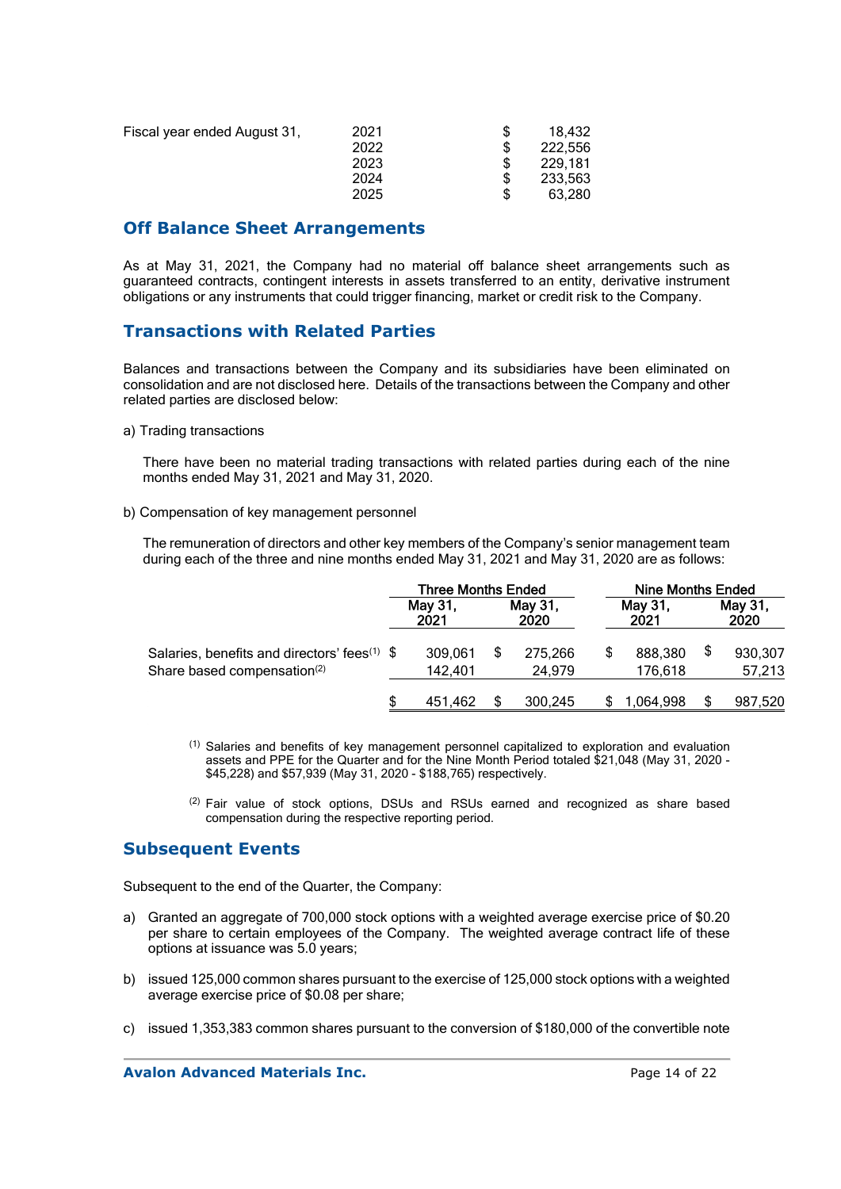| Fiscal year ended August 31, | | |
|---|---|---|
| | 2021 | $ 18,432 |
| | 2022 | $ 222,556 |
| | 2023 | $ 229,181 |
| | 2024 | $ 233,563 |
| | 2025 | $ 63,280 |

## Off Balance Sheet Arrangements

As at May 31, 2021, the Company had no material off balance sheet arrangements such as guaranteed contracts, contingent interests in assets transferred to an entity, derivative instrument obligations or any instruments that could trigger financing, market or credit risk to the Company.

## Transactions with Related Parties

Balances and transactions between the Company and its subsidiaries have been eliminated on consolidation and are not disclosed here. Details of the transactions between the Company and other related parties are disclosed below:

a) Trading transactions

There have been no material trading transactions with related parties during each of the nine months ended May 31, 2021 and May 31, 2020.

b) Compensation of key management personnel

The remuneration of directors and other key members of the Company's senior management team during each of the three and nine months ended May 31, 2021 and May 31, 2020 are as follows:

| | Three Months Ended | | Nine Months Ended | |
|---|---|---|---|---|
| | May 31, 2021 | May 31, 2020 | May 31, 2021 | May 31, 2020 |
| Salaries, benefits and directors' fees[(1)] | $ 309,061 | $ 275,266 | $ 888,380 | $ 930,307 |
| Share based compensation[(2)] | 142,401 | 24,979 | 176,618 | 57,213 |
| | $ 451,462 | $ 300,245 | $ 1,064,998 | $ 987,520 |

[(1)] Salaries and benefits of key management personnel capitalized to exploration and evaluation assets and PPE for the Quarter and for the Nine Month Period totaled $21,048 (May 31, 2020 - $45,228) and $57,939 (May 31, 2020 - $188,765) respectively.

[(2)] Fair value of stock options, DSUs and RSUs earned and recognized as share based compensation during the respective reporting period.

## Subsequent Events

Subsequent to the end of the Quarter, the Company:

a) Granted an aggregate of 700,000 stock options with a weighted average exercise price of $0.20 per share to certain employees of the Company. The weighted average contract life of these options at issuance was 5.0 years;

b) issued 125,000 common shares pursuant to the exercise of 125,000 stock options with a weighted average exercise price of $0.08 per share;

c) issued 1,353,383 common shares pursuant to the conversion of $180,000 of the convertible note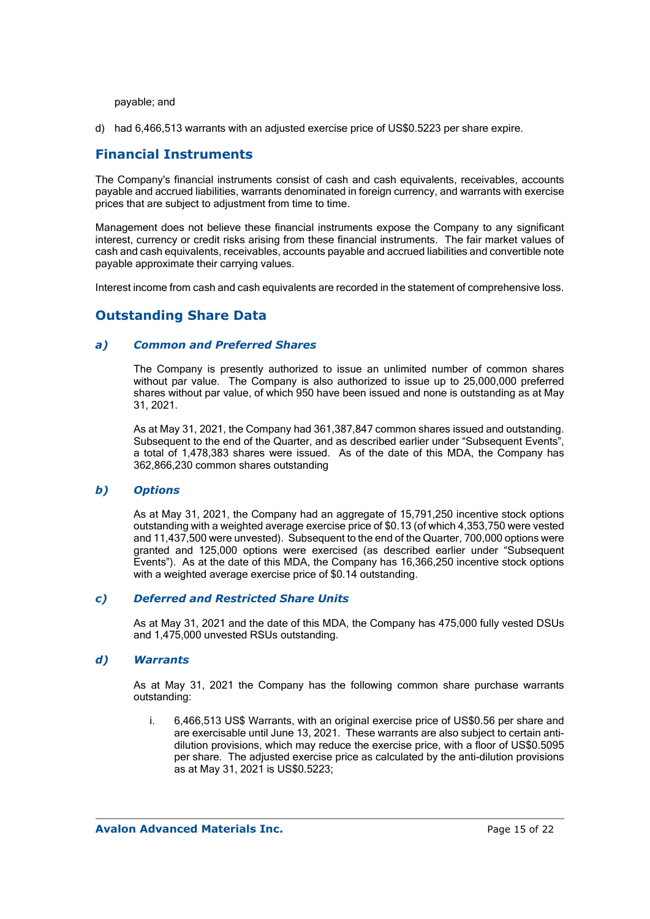payable; and

d) had 6,466,513 warrants with an adjusted exercise price of US$0.5223 per share expire.

## Financial Instruments

The Company's financial instruments consist of cash and cash equivalents, receivables, accounts payable and accrued liabilities, warrants denominated in foreign currency, and warrants with exercise prices that are subject to adjustment from time to time.

Management does not believe these financial instruments expose the Company to any significant interest, currency or credit risks arising from these financial instruments. The fair market values of cash and cash equivalents, receivables, accounts payable and accrued liabilities and convertible note payable approximate their carrying values.

Interest income from cash and cash equivalents are recorded in the statement of comprehensive loss.

## Outstanding Share Data

### *a) Common and Preferred Shares*

The Company is presently authorized to issue an unlimited number of common shares without par value. The Company is also authorized to issue up to 25,000,000 preferred shares without par value, of which 950 have been issued and none is outstanding as at May 31, 2021.

As at May 31, 2021, the Company had 361,387,847 common shares issued and outstanding. Subsequent to the end of the Quarter, and as described earlier under "Subsequent Events", a total of 1,478,383 shares were issued. As of the date of this MDA, the Company has 362,866,230 common shares outstanding

### *b) Options*

As at May 31, 2021, the Company had an aggregate of 15,791,250 incentive stock options outstanding with a weighted average exercise price of $0.13 (of which 4,353,750 were vested and 11,437,500 were unvested). Subsequent to the end of the Quarter, 700,000 options were granted and 125,000 options were exercised (as described earlier under "Subsequent Events"). As at the date of this MDA, the Company has 16,366,250 incentive stock options with a weighted average exercise price of $0.14 outstanding.

### *c) Deferred and Restricted Share Units*

As at May 31, 2021 and the date of this MDA, the Company has 475,000 fully vested DSUs and 1,475,000 unvested RSUs outstanding.

### *d) Warrants*

As at May 31, 2021 the Company has the following common share purchase warrants outstanding:

i. 6,466,513 US$ Warrants, with an original exercise price of US$0.56 per share and are exercisable until June 13, 2021. These warrants are also subject to certain anti-dilution provisions, which may reduce the exercise price, with a floor of US$0.5095 per share. The adjusted exercise price as calculated by the anti-dilution provisions as at May 31, 2021 is US$0.5223;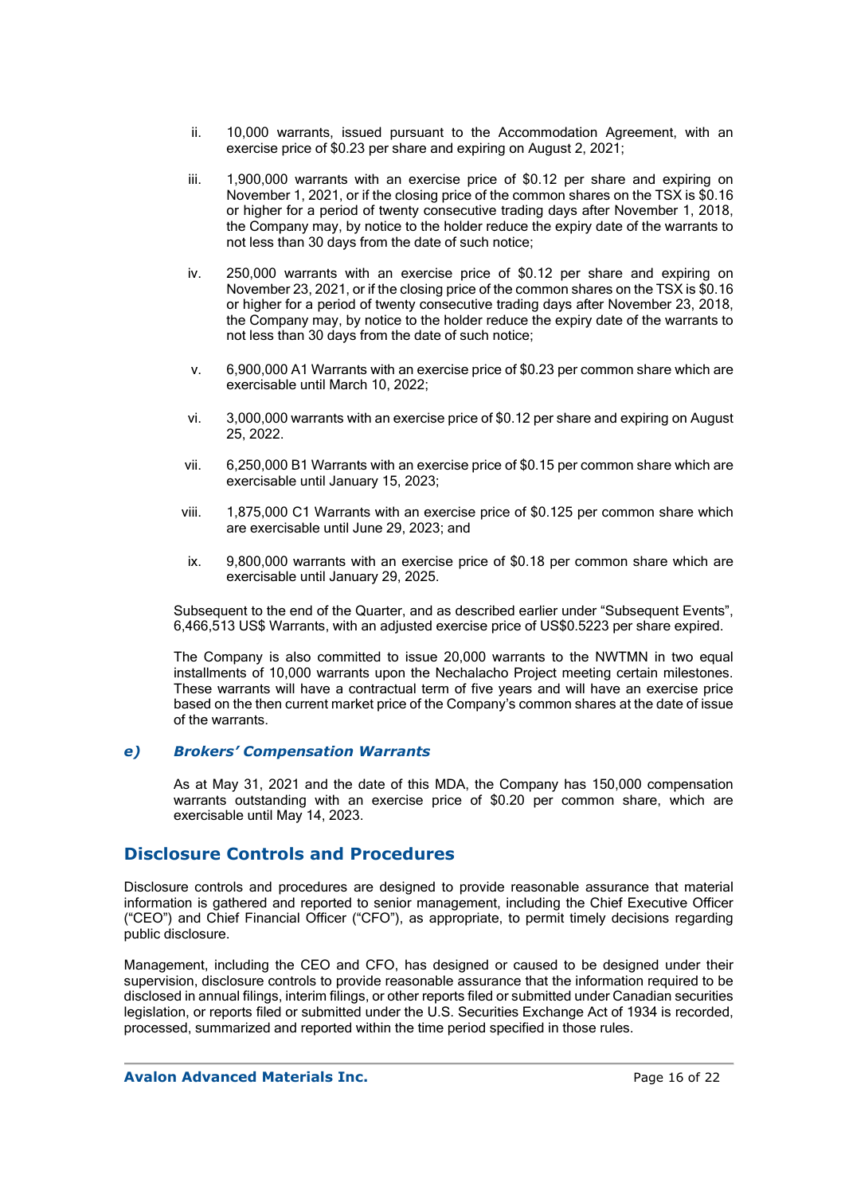ii. 10,000 warrants, issued pursuant to the Accommodation Agreement, with an exercise price of $0.23 per share and expiring on August 2, 2021;

iii. 1,900,000 warrants with an exercise price of $0.12 per share and expiring on November 1, 2021, or if the closing price of the common shares on the TSX is $0.16 or higher for a period of twenty consecutive trading days after November 1, 2018, the Company may, by notice to the holder reduce the expiry date of the warrants to not less than 30 days from the date of such notice;

iv. 250,000 warrants with an exercise price of $0.12 per share and expiring on November 23, 2021, or if the closing price of the common shares on the TSX is $0.16 or higher for a period of twenty consecutive trading days after November 23, 2018, the Company may, by notice to the holder reduce the expiry date of the warrants to not less than 30 days from the date of such notice;

v. 6,900,000 A1 Warrants with an exercise price of $0.23 per common share which are exercisable until March 10, 2022;

vi. 3,000,000 warrants with an exercise price of $0.12 per share and expiring on August 25, 2022.

vii. 6,250,000 B1 Warrants with an exercise price of $0.15 per common share which are exercisable until January 15, 2023;

viii. 1,875,000 C1 Warrants with an exercise price of $0.125 per common share which are exercisable until June 29, 2023; and

ix. 9,800,000 warrants with an exercise price of $0.18 per common share which are exercisable until January 29, 2025.

Subsequent to the end of the Quarter, and as described earlier under "Subsequent Events", 6,466,513 US$ Warrants, with an adjusted exercise price of US$0.5223 per share expired.

The Company is also committed to issue 20,000 warrants to the NWTMN in two equal installments of 10,000 warrants upon the Nechalacho Project meeting certain milestones. These warrants will have a contractual term of five years and will have an exercise price based on the then current market price of the Company's common shares at the date of issue of the warrants.

### *e) Brokers' Compensation Warrants*

As at May 31, 2021 and the date of this MDA, the Company has 150,000 compensation warrants outstanding with an exercise price of $0.20 per common share, which are exercisable until May 14, 2023.

## Disclosure Controls and Procedures

Disclosure controls and procedures are designed to provide reasonable assurance that material information is gathered and reported to senior management, including the Chief Executive Officer ("CEO") and Chief Financial Officer ("CFO"), as appropriate, to permit timely decisions regarding public disclosure.

Management, including the CEO and CFO, has designed or caused to be designed under their supervision, disclosure controls to provide reasonable assurance that the information required to be disclosed in annual filings, interim filings, or other reports filed or submitted under Canadian securities legislation, or reports filed or submitted under the U.S. Securities Exchange Act of 1934 is recorded, processed, summarized and reported within the time period specified in those rules.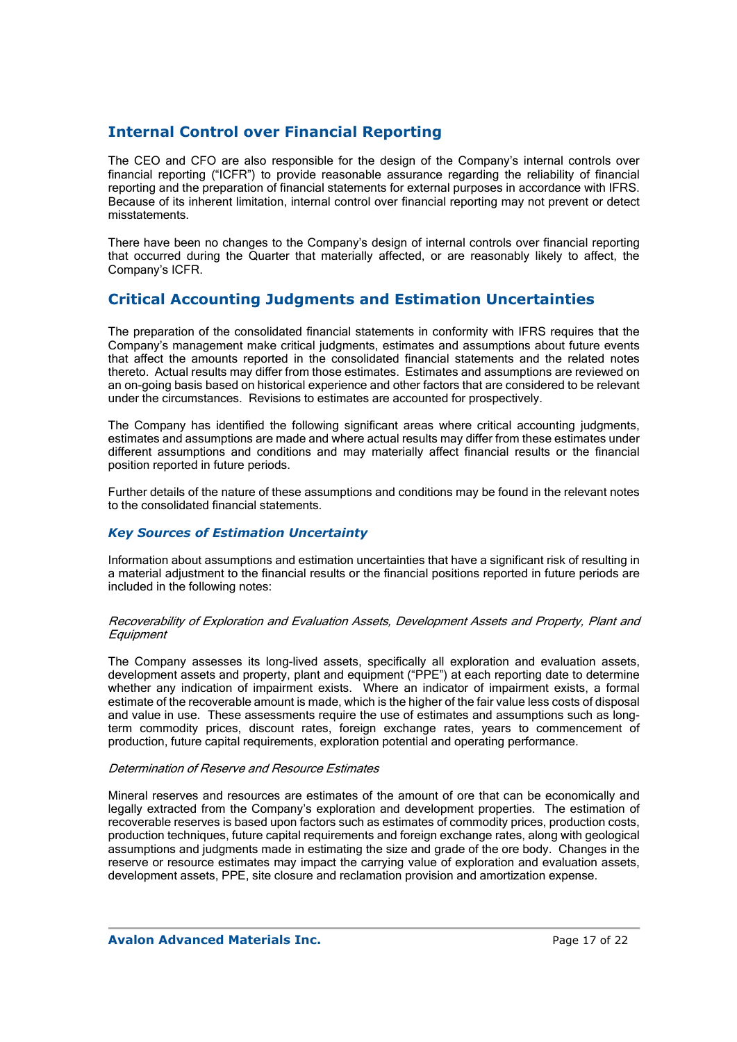## Internal Control over Financial Reporting

The CEO and CFO are also responsible for the design of the Company's internal controls over financial reporting ("ICFR") to provide reasonable assurance regarding the reliability of financial reporting and the preparation of financial statements for external purposes in accordance with IFRS. Because of its inherent limitation, internal control over financial reporting may not prevent or detect misstatements.

There have been no changes to the Company's design of internal controls over financial reporting that occurred during the Quarter that materially affected, or are reasonably likely to affect, the Company's ICFR.

## Critical Accounting Judgments and Estimation Uncertainties

The preparation of the consolidated financial statements in conformity with IFRS requires that the Company's management make critical judgments, estimates and assumptions about future events that affect the amounts reported in the consolidated financial statements and the related notes thereto. Actual results may differ from those estimates. Estimates and assumptions are reviewed on an on-going basis based on historical experience and other factors that are considered to be relevant under the circumstances. Revisions to estimates are accounted for prospectively.

The Company has identified the following significant areas where critical accounting judgments, estimates and assumptions are made and where actual results may differ from these estimates under different assumptions and conditions and may materially affect financial results or the financial position reported in future periods.

Further details of the nature of these assumptions and conditions may be found in the relevant notes to the consolidated financial statements.

### *Key Sources of Estimation Uncertainty*

Information about assumptions and estimation uncertainties that have a significant risk of resulting in a material adjustment to the financial results or the financial positions reported in future periods are included in the following notes:

*Recoverability of Exploration and Evaluation Assets, Development Assets and Property, Plant and Equipment*

The Company assesses its long-lived assets, specifically all exploration and evaluation assets, development assets and property, plant and equipment ("PPE") at each reporting date to determine whether any indication of impairment exists. Where an indicator of impairment exists, a formal estimate of the recoverable amount is made, which is the higher of the fair value less costs of disposal and value in use. These assessments require the use of estimates and assumptions such as long-term commodity prices, discount rates, foreign exchange rates, years to commencement of production, future capital requirements, exploration potential and operating performance.

*Determination of Reserve and Resource Estimates*

Mineral reserves and resources are estimates of the amount of ore that can be economically and legally extracted from the Company's exploration and development properties. The estimation of recoverable reserves is based upon factors such as estimates of commodity prices, production costs, production techniques, future capital requirements and foreign exchange rates, along with geological assumptions and judgments made in estimating the size and grade of the ore body. Changes in the reserve or resource estimates may impact the carrying value of exploration and evaluation assets, development assets, PPE, site closure and reclamation provision and amortization expense.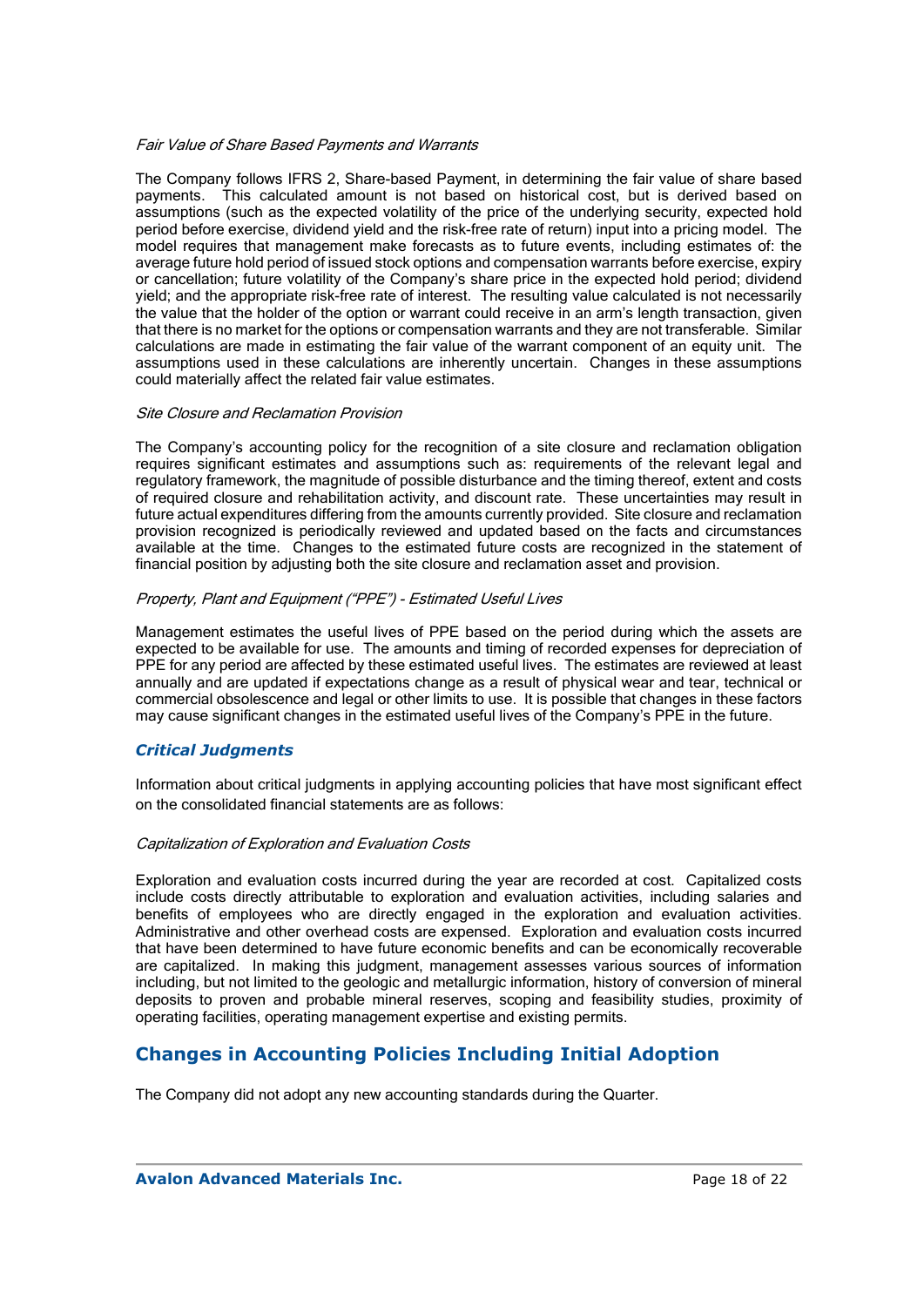*Fair Value of Share Based Payments and Warrants*

The Company follows IFRS 2, Share-based Payment, in determining the fair value of share based payments. This calculated amount is not based on historical cost, but is derived based on assumptions (such as the expected volatility of the price of the underlying security, expected hold period before exercise, dividend yield and the risk-free rate of return) input into a pricing model. The model requires that management make forecasts as to future events, including estimates of: the average future hold period of issued stock options and compensation warrants before exercise, expiry or cancellation; future volatility of the Company's share price in the expected hold period; dividend yield; and the appropriate risk-free rate of interest. The resulting value calculated is not necessarily the value that the holder of the option or warrant could receive in an arm's length transaction, given that there is no market for the options or compensation warrants and they are not transferable. Similar calculations are made in estimating the fair value of the warrant component of an equity unit. The assumptions used in these calculations are inherently uncertain. Changes in these assumptions could materially affect the related fair value estimates.

*Site Closure and Reclamation Provision*

The Company's accounting policy for the recognition of a site closure and reclamation obligation requires significant estimates and assumptions such as: requirements of the relevant legal and regulatory framework, the magnitude of possible disturbance and the timing thereof, extent and costs of required closure and rehabilitation activity, and discount rate. These uncertainties may result in future actual expenditures differing from the amounts currently provided. Site closure and reclamation provision recognized is periodically reviewed and updated based on the facts and circumstances available at the time. Changes to the estimated future costs are recognized in the statement of financial position by adjusting both the site closure and reclamation asset and provision.

*Property, Plant and Equipment ("PPE") - Estimated Useful Lives*

Management estimates the useful lives of PPE based on the period during which the assets are expected to be available for use. The amounts and timing of recorded expenses for depreciation of PPE for any period are affected by these estimated useful lives. The estimates are reviewed at least annually and are updated if expectations change as a result of physical wear and tear, technical or commercial obsolescence and legal or other limits to use. It is possible that changes in these factors may cause significant changes in the estimated useful lives of the Company's PPE in the future.

### *Critical Judgments*

Information about critical judgments in applying accounting policies that have most significant effect on the consolidated financial statements are as follows:

*Capitalization of Exploration and Evaluation Costs*

Exploration and evaluation costs incurred during the year are recorded at cost. Capitalized costs include costs directly attributable to exploration and evaluation activities, including salaries and benefits of employees who are directly engaged in the exploration and evaluation activities. Administrative and other overhead costs are expensed. Exploration and evaluation costs incurred that have been determined to have future economic benefits and can be economically recoverable are capitalized. In making this judgment, management assesses various sources of information including, but not limited to the geologic and metallurgic information, history of conversion of mineral deposits to proven and probable mineral reserves, scoping and feasibility studies, proximity of operating facilities, operating management expertise and existing permits.

## Changes in Accounting Policies Including Initial Adoption

The Company did not adopt any new accounting standards during the Quarter.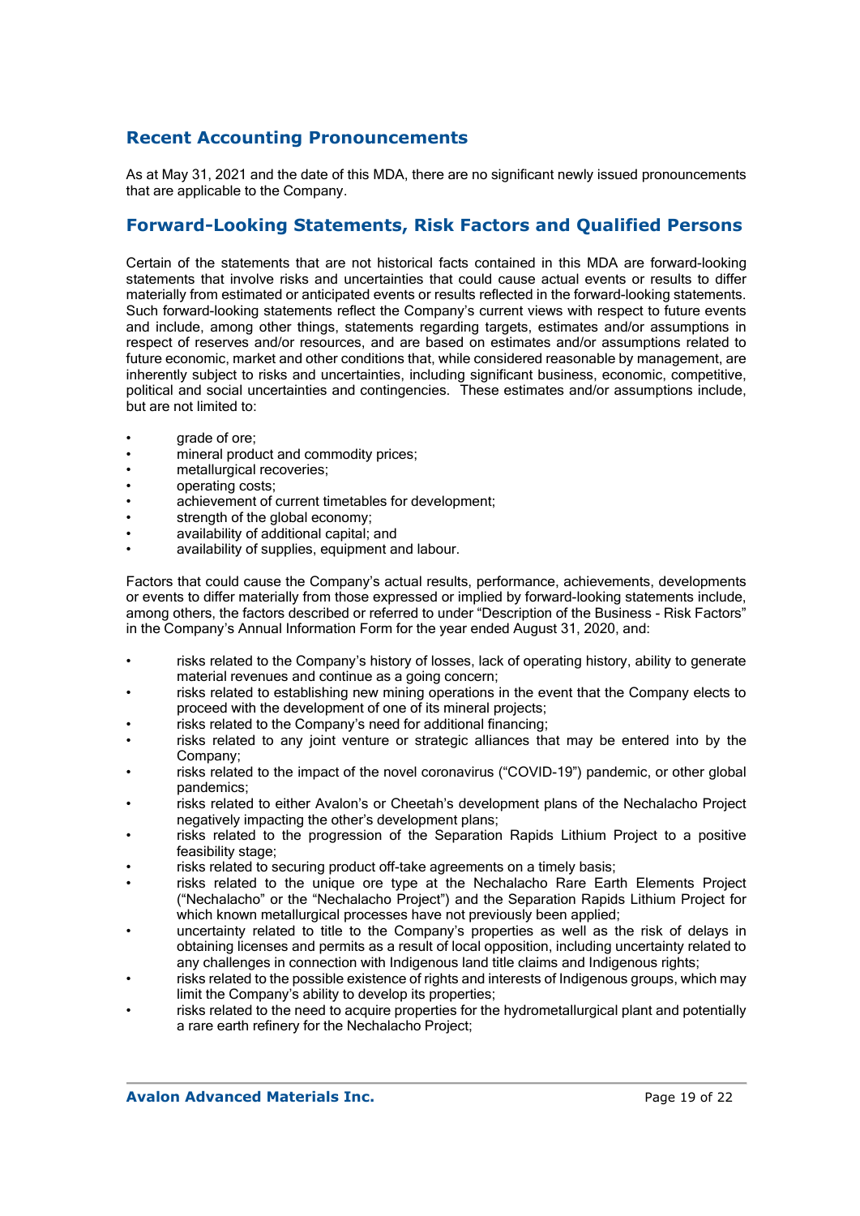## Recent Accounting Pronouncements

As at May 31, 2021 and the date of this MDA, there are no significant newly issued pronouncements that are applicable to the Company.

## Forward-Looking Statements, Risk Factors and Qualified Persons

Certain of the statements that are not historical facts contained in this MDA are forward-looking statements that involve risks and uncertainties that could cause actual events or results to differ materially from estimated or anticipated events or results reflected in the forward-looking statements. Such forward-looking statements reflect the Company's current views with respect to future events and include, among other things, statements regarding targets, estimates and/or assumptions in respect of reserves and/or resources, and are based on estimates and/or assumptions related to future economic, market and other conditions that, while considered reasonable by management, are inherently subject to risks and uncertainties, including significant business, economic, competitive, political and social uncertainties and contingencies. These estimates and/or assumptions include, but are not limited to:

- grade of ore;
- mineral product and commodity prices;
- metallurgical recoveries;
- operating costs;
- achievement of current timetables for development;
- strength of the global economy;
- availability of additional capital; and
- availability of supplies, equipment and labour.

Factors that could cause the Company's actual results, performance, achievements, developments or events to differ materially from those expressed or implied by forward-looking statements include, among others, the factors described or referred to under "Description of the Business - Risk Factors" in the Company's Annual Information Form for the year ended August 31, 2020, and:

- risks related to the Company's history of losses, lack of operating history, ability to generate material revenues and continue as a going concern;
- risks related to establishing new mining operations in the event that the Company elects to proceed with the development of one of its mineral projects;
- risks related to the Company's need for additional financing;
- risks related to any joint venture or strategic alliances that may be entered into by the Company;
- risks related to the impact of the novel coronavirus ("COVID-19") pandemic, or other global pandemics;
- risks related to either Avalon's or Cheetah's development plans of the Nechalacho Project negatively impacting the other's development plans;
- risks related to the progression of the Separation Rapids Lithium Project to a positive feasibility stage;
- risks related to securing product off-take agreements on a timely basis;
- risks related to the unique ore type at the Nechalacho Rare Earth Elements Project ("Nechalacho" or the "Nechalacho Project") and the Separation Rapids Lithium Project for which known metallurgical processes have not previously been applied;
- uncertainty related to title to the Company's properties as well as the risk of delays in obtaining licenses and permits as a result of local opposition, including uncertainty related to any challenges in connection with Indigenous land title claims and Indigenous rights;
- risks related to the possible existence of rights and interests of Indigenous groups, which may limit the Company's ability to develop its properties;
- risks related to the need to acquire properties for the hydrometallurgical plant and potentially a rare earth refinery for the Nechalacho Project;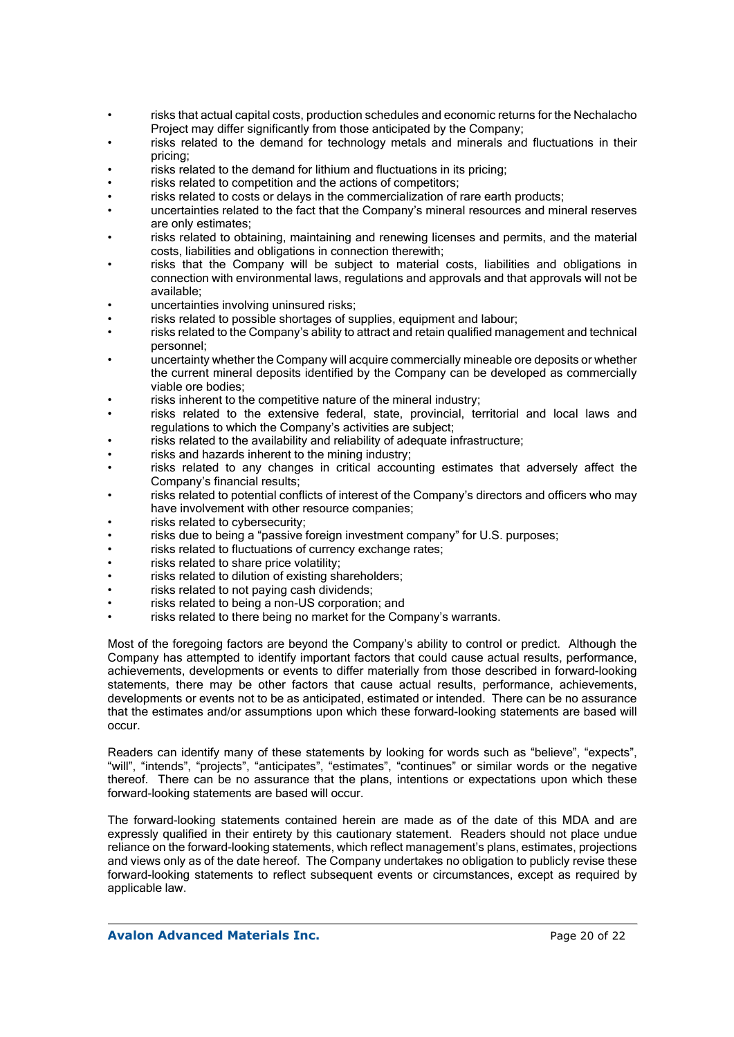- risks that actual capital costs, production schedules and economic returns for the Nechalacho Project may differ significantly from those anticipated by the Company;
- risks related to the demand for technology metals and minerals and fluctuations in their pricing;
- risks related to the demand for lithium and fluctuations in its pricing;
- risks related to competition and the actions of competitors;
- risks related to costs or delays in the commercialization of rare earth products;
- uncertainties related to the fact that the Company's mineral resources and mineral reserves are only estimates;
- risks related to obtaining, maintaining and renewing licenses and permits, and the material costs, liabilities and obligations in connection therewith;
- risks that the Company will be subject to material costs, liabilities and obligations in connection with environmental laws, regulations and approvals and that approvals will not be available;
- uncertainties involving uninsured risks;
- risks related to possible shortages of supplies, equipment and labour;
- risks related to the Company's ability to attract and retain qualified management and technical personnel;
- uncertainty whether the Company will acquire commercially mineable ore deposits or whether the current mineral deposits identified by the Company can be developed as commercially viable ore bodies;
- risks inherent to the competitive nature of the mineral industry;
- risks related to the extensive federal, state, provincial, territorial and local laws and regulations to which the Company's activities are subject;
- risks related to the availability and reliability of adequate infrastructure;
- risks and hazards inherent to the mining industry;
- risks related to any changes in critical accounting estimates that adversely affect the Company's financial results;
- risks related to potential conflicts of interest of the Company's directors and officers who may have involvement with other resource companies;
- risks related to cybersecurity;
- risks due to being a "passive foreign investment company" for U.S. purposes;
- risks related to fluctuations of currency exchange rates;
- risks related to share price volatility;
- risks related to dilution of existing shareholders;
- risks related to not paying cash dividends;
- risks related to being a non-US corporation; and
- risks related to there being no market for the Company's warrants.

Most of the foregoing factors are beyond the Company's ability to control or predict. Although the Company has attempted to identify important factors that could cause actual results, performance, achievements, developments or events to differ materially from those described in forward-looking statements, there may be other factors that cause actual results, performance, achievements, developments or events not to be as anticipated, estimated or intended. There can be no assurance that the estimates and/or assumptions upon which these forward-looking statements are based will occur.

Readers can identify many of these statements by looking for words such as "believe", "expects", "will", "intends", "projects", "anticipates", "estimates", "continues" or similar words or the negative thereof. There can be no assurance that the plans, intentions or expectations upon which these forward-looking statements are based will occur.

The forward-looking statements contained herein are made as of the date of this MDA and are expressly qualified in their entirety by this cautionary statement. Readers should not place undue reliance on the forward-looking statements, which reflect management's plans, estimates, projections and views only as of the date hereof. The Company undertakes no obligation to publicly revise these forward-looking statements to reflect subsequent events or circumstances, except as required by applicable law.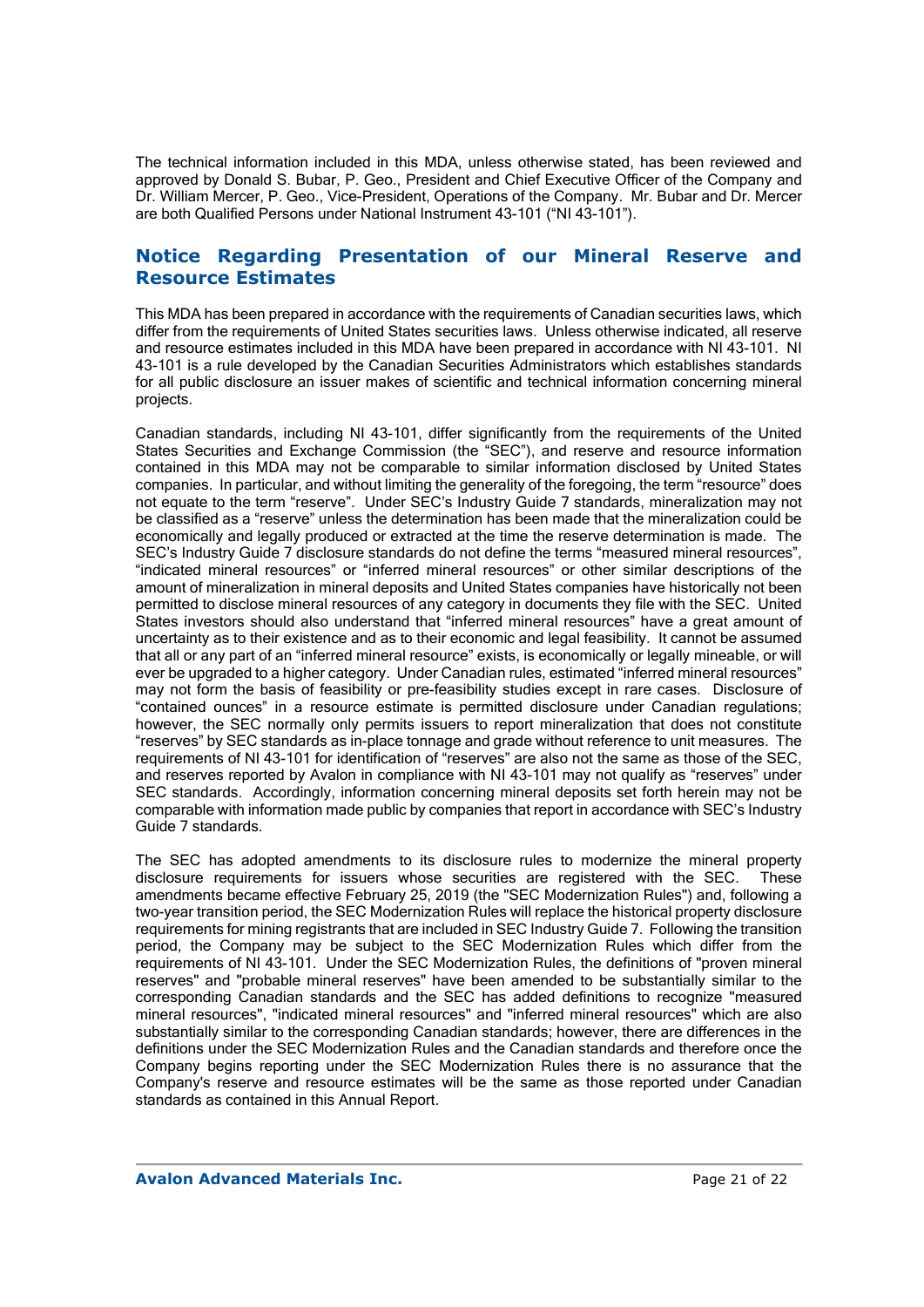The technical information included in this MDA, unless otherwise stated, has been reviewed and approved by Donald S. Bubar, P. Geo., President and Chief Executive Officer of the Company and Dr. William Mercer, P. Geo., Vice-President, Operations of the Company. Mr. Bubar and Dr. Mercer are both Qualified Persons under National Instrument 43-101 ("NI 43-101").

## Notice Regarding Presentation of our Mineral Reserve and Resource Estimates

This MDA has been prepared in accordance with the requirements of Canadian securities laws, which differ from the requirements of United States securities laws. Unless otherwise indicated, all reserve and resource estimates included in this MDA have been prepared in accordance with NI 43-101. NI 43-101 is a rule developed by the Canadian Securities Administrators which establishes standards for all public disclosure an issuer makes of scientific and technical information concerning mineral projects.

Canadian standards, including NI 43-101, differ significantly from the requirements of the United States Securities and Exchange Commission (the "SEC"), and reserve and resource information contained in this MDA may not be comparable to similar information disclosed by United States companies. In particular, and without limiting the generality of the foregoing, the term "resource" does not equate to the term "reserve". Under SEC's Industry Guide 7 standards, mineralization may not be classified as a "reserve" unless the determination has been made that the mineralization could be economically and legally produced or extracted at the time the reserve determination is made. The SEC's Industry Guide 7 disclosure standards do not define the terms "measured mineral resources", "indicated mineral resources" or "inferred mineral resources" or other similar descriptions of the amount of mineralization in mineral deposits and United States companies have historically not been permitted to disclose mineral resources of any category in documents they file with the SEC. United States investors should also understand that "inferred mineral resources" have a great amount of uncertainty as to their existence and as to their economic and legal feasibility. It cannot be assumed that all or any part of an "inferred mineral resource" exists, is economically or legally mineable, or will ever be upgraded to a higher category. Under Canadian rules, estimated "inferred mineral resources" may not form the basis of feasibility or pre-feasibility studies except in rare cases. Disclosure of "contained ounces" in a resource estimate is permitted disclosure under Canadian regulations; however, the SEC normally only permits issuers to report mineralization that does not constitute "reserves" by SEC standards as in-place tonnage and grade without reference to unit measures. The requirements of NI 43-101 for identification of "reserves" are also not the same as those of the SEC, and reserves reported by Avalon in compliance with NI 43-101 may not qualify as "reserves" under SEC standards. Accordingly, information concerning mineral deposits set forth herein may not be comparable with information made public by companies that report in accordance with SEC's Industry Guide 7 standards.

The SEC has adopted amendments to its disclosure rules to modernize the mineral property disclosure requirements for issuers whose securities are registered with the SEC. These amendments became effective February 25, 2019 (the "SEC Modernization Rules") and, following a two-year transition period, the SEC Modernization Rules will replace the historical property disclosure requirements for mining registrants that are included in SEC Industry Guide 7. Following the transition period, the Company may be subject to the SEC Modernization Rules which differ from the requirements of NI 43-101. Under the SEC Modernization Rules, the definitions of "proven mineral reserves" and "probable mineral reserves" have been amended to be substantially similar to the corresponding Canadian standards and the SEC has added definitions to recognize "measured mineral resources", "indicated mineral resources" and "inferred mineral resources" which are also substantially similar to the corresponding Canadian standards; however, there are differences in the definitions under the SEC Modernization Rules and the Canadian standards and therefore once the Company begins reporting under the SEC Modernization Rules there is no assurance that the Company's reserve and resource estimates will be the same as those reported under Canadian standards as contained in this Annual Report.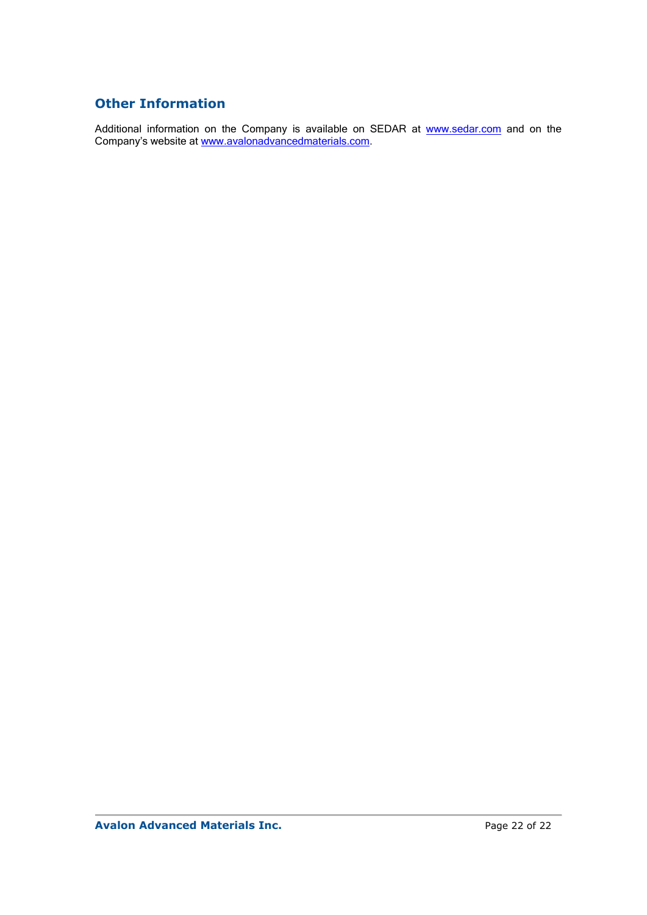## Other Information

Additional information on the Company is available on SEDAR at www.sedar.com and on the Company's website at www.avalonadvancedmaterials.com.